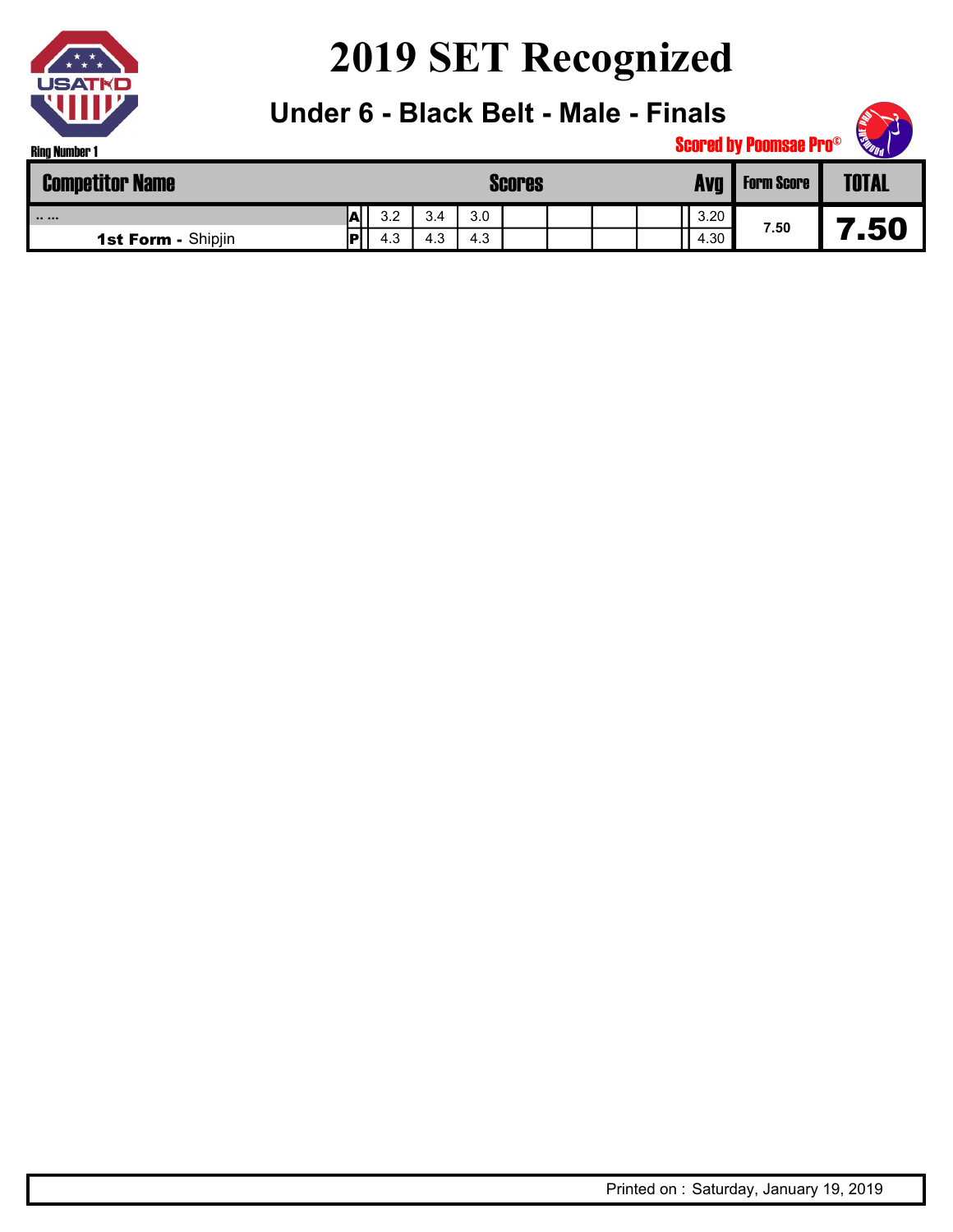# 2019 SET Recognized

## Under 6 - Black Belt - Male - Finals

Ring Number 1

Scored by Poomsae Pro©

| Competitor Name | | Scores | | | | | | | Avg | Form Score | TOTAL |
|---|---|---|---|---|---|---|---|---|---|---|---|
| .. ... | A | 3.2 | 3.4 | 3.0 | | | | | 3.20 | 7.50 | 7.50 |
| **1st Form -** Shipjin | P | 4.3 | 4.3 | 4.3 | | | | | 4.30 | | |

Printed on : Saturday, January 19, 2019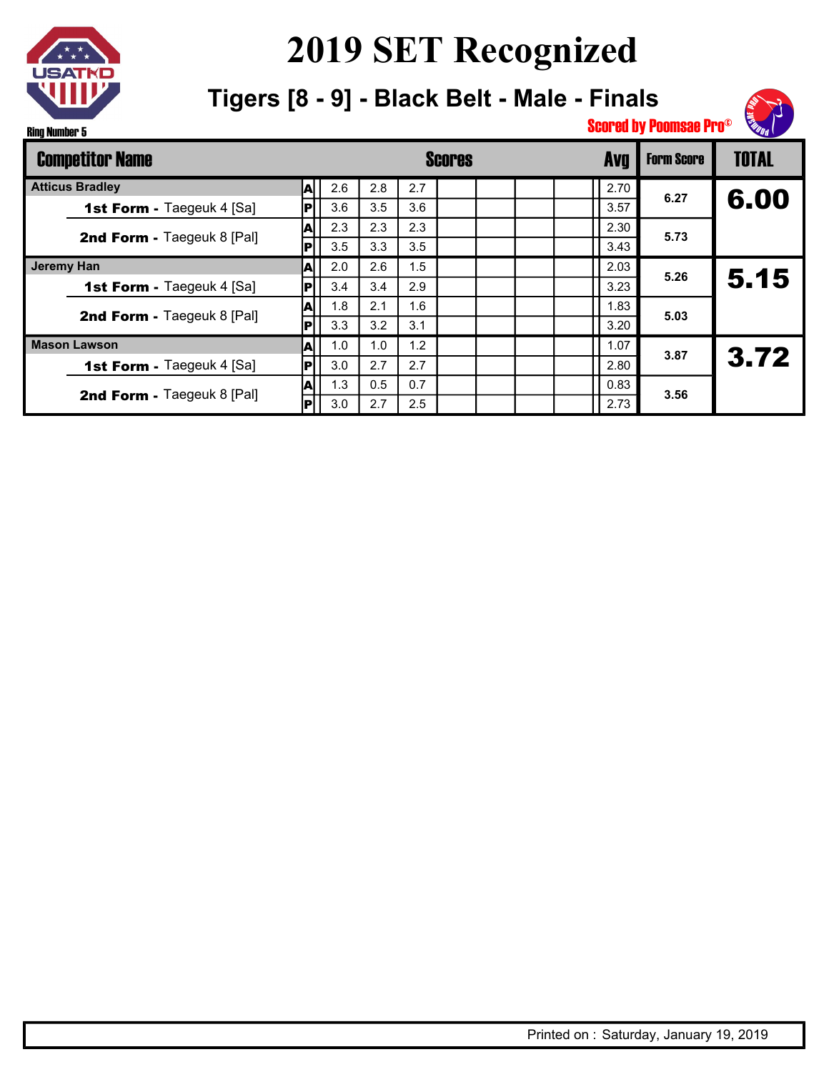# 2019 SET Recognized

## Tigers [8 - 9] - Black Belt - Male - Finals

Ring Number 5

Scored by Poomsae Pro©

| Competitor Name | | Scores | | | | | | | Avg | Form Score | TOTAL |
|---|---|---|---|---|---|---|---|---|---|---|---|
| **Atticus Bradley** | A | 2.6 | 2.8 | 2.7 | | | | | 2.70 | 6.27 | 6.00 |
| **1st Form -** Taegeuk 4 [Sa] | P | 3.6 | 3.5 | 3.6 | | | | | 3.57 | | |
| **2nd Form -** Taegeuk 8 [Pal] | A | 2.3 | 2.3 | 2.3 | | | | | 2.30 | 5.73 | |
| | P | 3.5 | 3.3 | 3.5 | | | | | 3.43 | | |
| **Jeremy Han** | A | 2.0 | 2.6 | 1.5 | | | | | 2.03 | 5.26 | 5.15 |
| **1st Form -** Taegeuk 4 [Sa] | P | 3.4 | 3.4 | 2.9 | | | | | 3.23 | | |
| **2nd Form -** Taegeuk 8 [Pal] | A | 1.8 | 2.1 | 1.6 | | | | | 1.83 | 5.03 | |
| | P | 3.3 | 3.2 | 3.1 | | | | | 3.20 | | |
| **Mason Lawson** | A | 1.0 | 1.0 | 1.2 | | | | | 1.07 | 3.87 | 3.72 |
| **1st Form -** Taegeuk 4 [Sa] | P | 3.0 | 2.7 | 2.7 | | | | | 2.80 | | |
| **2nd Form -** Taegeuk 8 [Pal] | A | 1.3 | 0.5 | 0.7 | | | | | 0.83 | 3.56 | |
| | P | 3.0 | 2.7 | 2.5 | | | | | 2.73 | | |

Printed on : Saturday, January 19, 2019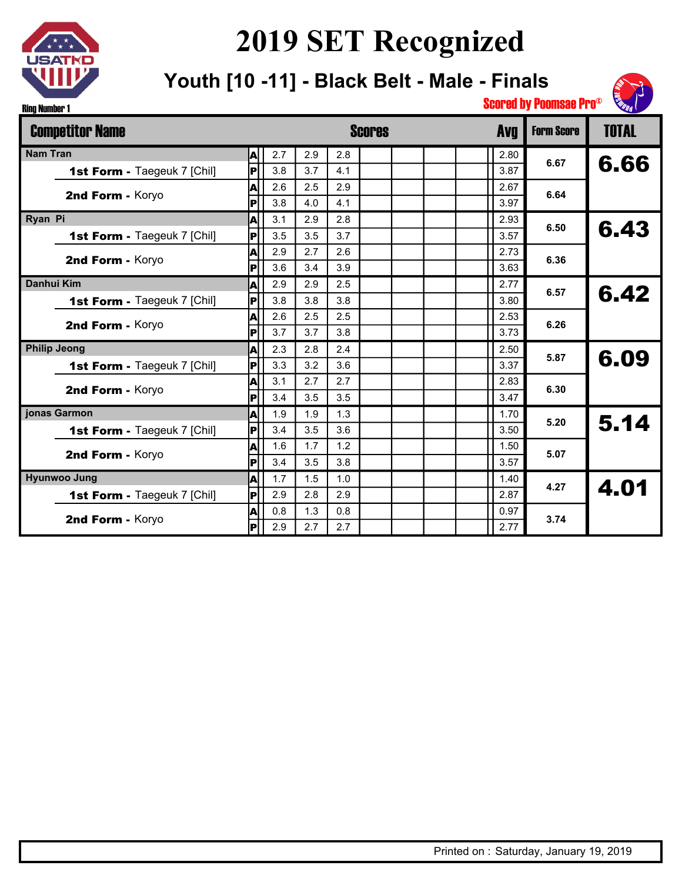# 2019 SET Recognized

## Youth [10 -11] - Black Belt - Male - Finals

Ring Number 1

Scored by Poomsae Pro©

| Competitor Name | | Scores | | | | | | | Avg | Form Score | TOTAL |
|---|---|---|---|---|---|---|---|---|---|---|---|
| Nam Tran | A | 2.7 | 2.9 | 2.8 | | | | | 2.80 | 6.67 | 6.66 |
| 1st Form - Taegeuk 7 [Chil] | P | 3.8 | 3.7 | 4.1 | | | | | 3.87 | | |
| 2nd Form - Koryo | A | 2.6 | 2.5 | 2.9 | | | | | 2.67 | 6.64 | |
| | P | 3.8 | 4.0 | 4.1 | | | | | 3.97 | | |
| Ryan Pi | A | 3.1 | 2.9 | 2.8 | | | | | 2.93 | 6.50 | 6.43 |
| 1st Form - Taegeuk 7 [Chil] | P | 3.5 | 3.5 | 3.7 | | | | | 3.57 | | |
| 2nd Form - Koryo | A | 2.9 | 2.7 | 2.6 | | | | | 2.73 | 6.36 | |
| | P | 3.6 | 3.4 | 3.9 | | | | | 3.63 | | |
| Danhui Kim | A | 2.9 | 2.9 | 2.5 | | | | | 2.77 | 6.57 | 6.42 |
| 1st Form - Taegeuk 7 [Chil] | P | 3.8 | 3.8 | 3.8 | | | | | 3.80 | | |
| 2nd Form - Koryo | A | 2.6 | 2.5 | 2.5 | | | | | 2.53 | 6.26 | |
| | P | 3.7 | 3.7 | 3.8 | | | | | 3.73 | | |
| Philip Jeong | A | 2.3 | 2.8 | 2.4 | | | | | 2.50 | 5.87 | 6.09 |
| 1st Form - Taegeuk 7 [Chil] | P | 3.3 | 3.2 | 3.6 | | | | | 3.37 | | |
| 2nd Form - Koryo | A | 3.1 | 2.7 | 2.7 | | | | | 2.83 | 6.30 | |
| | P | 3.4 | 3.5 | 3.5 | | | | | 3.47 | | |
| jonas Garmon | A | 1.9 | 1.9 | 1.3 | | | | | 1.70 | 5.20 | 5.14 |
| 1st Form - Taegeuk 7 [Chil] | P | 3.4 | 3.5 | 3.6 | | | | | 3.50 | | |
| 2nd Form - Koryo | A | 1.6 | 1.7 | 1.2 | | | | | 1.50 | 5.07 | |
| | P | 3.4 | 3.5 | 3.8 | | | | | 3.57 | | |
| Hyunwoo Jung | A | 1.7 | 1.5 | 1.0 | | | | | 1.40 | 4.27 | 4.01 |
| 1st Form - Taegeuk 7 [Chil] | P | 2.9 | 2.8 | 2.9 | | | | | 2.87 | | |
| 2nd Form - Koryo | A | 0.8 | 1.3 | 0.8 | | | | | 0.97 | 3.74 | |
| | P | 2.9 | 2.7 | 2.7 | | | | | 2.77 | | |

Printed on : Saturday, January 19, 2019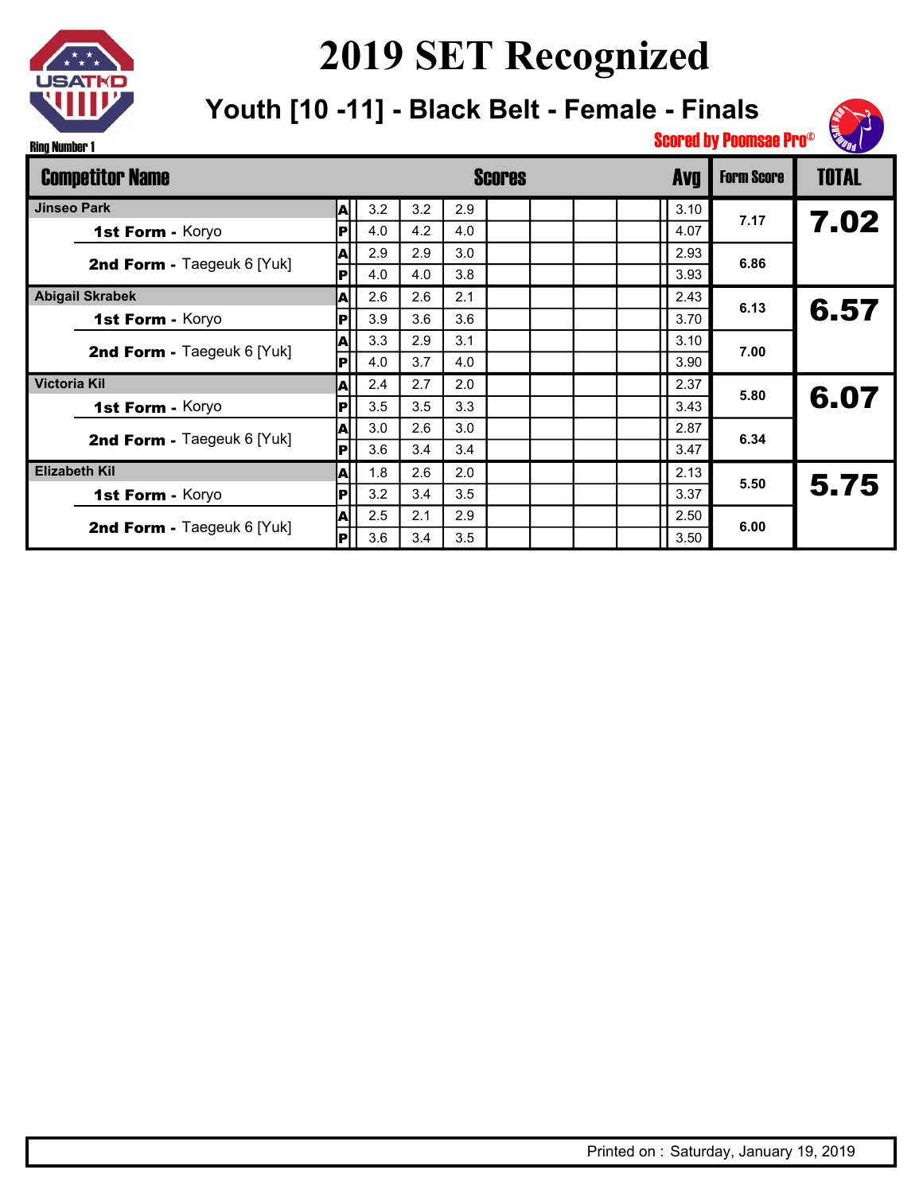# 2019 SET Recognized

## Youth [10 -11] - Black Belt - Female - Finals

Ring Number 1

Scored by Poomsae Pro©

| Competitor Name | | Scores | | | | | | | Avg | Form Score | TOTAL |
|---|---|---|---|---|---|---|---|---|---|---|---|
| **Jinseo Park** | A | 3.2 | 3.2 | 2.9 | | | | | 3.10 | 7.17 | 7.02 |
| **1st Form -** Koryo | P | 4.0 | 4.2 | 4.0 | | | | | 4.07 | | |
| **2nd Form -** Taegeuk 6 [Yuk] | A | 2.9 | 2.9 | 3.0 | | | | | 2.93 | 6.86 | |
| | P | 4.0 | 4.0 | 3.8 | | | | | 3.93 | | |
| **Abigail Skrabek** | A | 2.6 | 2.6 | 2.1 | | | | | 2.43 | 6.13 | 6.57 |
| **1st Form -** Koryo | P | 3.9 | 3.6 | 3.6 | | | | | 3.70 | | |
| **2nd Form -** Taegeuk 6 [Yuk] | A | 3.3 | 2.9 | 3.1 | | | | | 3.10 | 7.00 | |
| | P | 4.0 | 3.7 | 4.0 | | | | | 3.90 | | |
| **Victoria Kil** | A | 2.4 | 2.7 | 2.0 | | | | | 2.37 | 5.80 | 6.07 |
| **1st Form -** Koryo | P | 3.5 | 3.5 | 3.3 | | | | | 3.43 | | |
| **2nd Form -** Taegeuk 6 [Yuk] | A | 3.0 | 2.6 | 3.0 | | | | | 2.87 | 6.34 | |
| | P | 3.6 | 3.4 | 3.4 | | | | | 3.47 | | |
| **Elizabeth Kil** | A | 1.8 | 2.6 | 2.0 | | | | | 2.13 | 5.50 | 5.75 |
| **1st Form -** Koryo | P | 3.2 | 3.4 | 3.5 | | | | | 3.37 | | |
| **2nd Form -** Taegeuk 6 [Yuk] | A | 2.5 | 2.1 | 2.9 | | | | | 2.50 | 6.00 | |
| | P | 3.6 | 3.4 | 3.5 | | | | | 3.50 | | |

Printed on : Saturday, January 19, 2019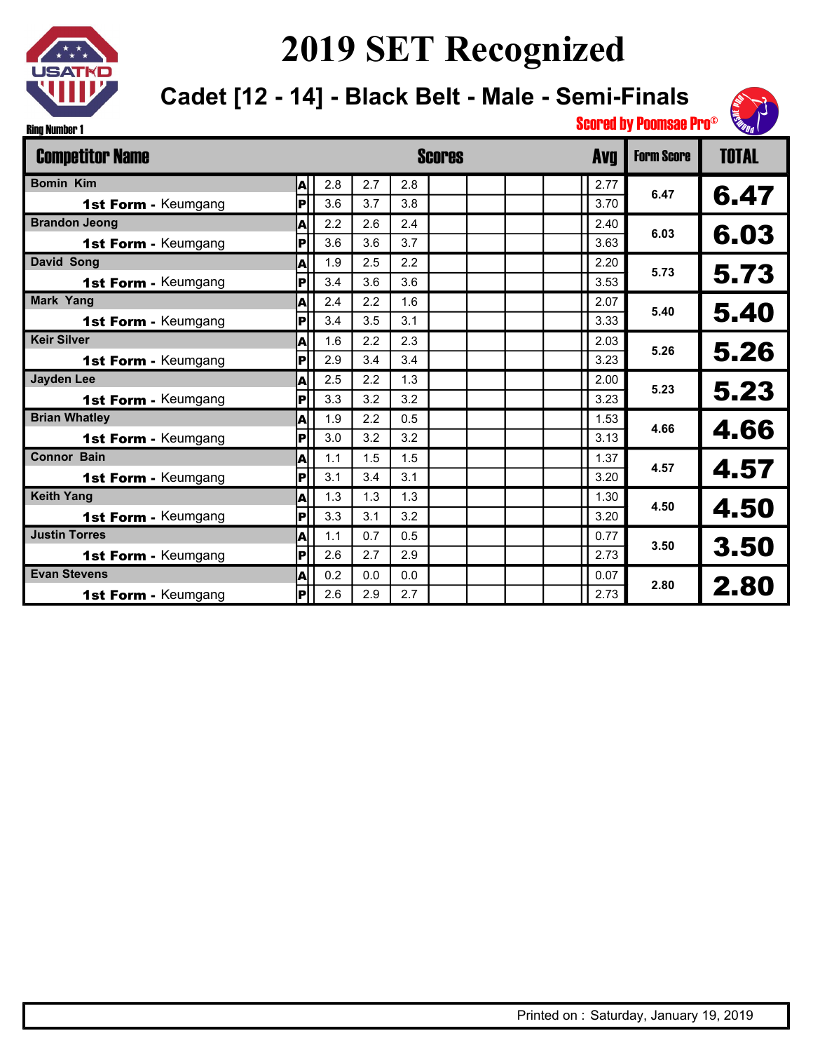# 2019 SET Recognized

## Cadet [12 - 14] - Black Belt - Male - Semi-Finals

Ring Number 1

Scored by Poomsae Pro©

| Competitor Name | | Scores | | | | | | | Avg | Form Score | TOTAL |
|---|---|---|---|---|---|---|---|---|---|---|---|
| Bomin Kim | A | 2.8 | 2.7 | 2.8 | | | | | 2.77 | 6.47 | 6.47 |
| 1st Form - Keumgang | P | 3.6 | 3.7 | 3.8 | | | | | 3.70 | | |
| Brandon Jeong | A | 2.2 | 2.6 | 2.4 | | | | | 2.40 | 6.03 | 6.03 |
| 1st Form - Keumgang | P | 3.6 | 3.6 | 3.7 | | | | | 3.63 | | |
| David Song | A | 1.9 | 2.5 | 2.2 | | | | | 2.20 | 5.73 | 5.73 |
| 1st Form - Keumgang | P | 3.4 | 3.6 | 3.6 | | | | | 3.53 | | |
| Mark Yang | A | 2.4 | 2.2 | 1.6 | | | | | 2.07 | 5.40 | 5.40 |
| 1st Form - Keumgang | P | 3.4 | 3.5 | 3.1 | | | | | 3.33 | | |
| Keir Silver | A | 1.6 | 2.2 | 2.3 | | | | | 2.03 | 5.26 | 5.26 |
| 1st Form - Keumgang | P | 2.9 | 3.4 | 3.4 | | | | | 3.23 | | |
| Jayden Lee | A | 2.5 | 2.2 | 1.3 | | | | | 2.00 | 5.23 | 5.23 |
| 1st Form - Keumgang | P | 3.3 | 3.2 | 3.2 | | | | | 3.23 | | |
| Brian Whatley | A | 1.9 | 2.2 | 0.5 | | | | | 1.53 | 4.66 | 4.66 |
| 1st Form - Keumgang | P | 3.0 | 3.2 | 3.2 | | | | | 3.13 | | |
| Connor Bain | A | 1.1 | 1.5 | 1.5 | | | | | 1.37 | 4.57 | 4.57 |
| 1st Form - Keumgang | P | 3.1 | 3.4 | 3.1 | | | | | 3.20 | | |
| Keith Yang | A | 1.3 | 1.3 | 1.3 | | | | | 1.30 | 4.50 | 4.50 |
| 1st Form - Keumgang | P | 3.3 | 3.1 | 3.2 | | | | | 3.20 | | |
| Justin Torres | A | 1.1 | 0.7 | 0.5 | | | | | 0.77 | 3.50 | 3.50 |
| 1st Form - Keumgang | P | 2.6 | 2.7 | 2.9 | | | | | 2.73 | | |
| Evan Stevens | A | 0.2 | 0.0 | 0.0 | | | | | 0.07 | 2.80 | 2.80 |
| 1st Form - Keumgang | P | 2.6 | 2.9 | 2.7 | | | | | 2.73 | | |

Printed on : Saturday, January 19, 2019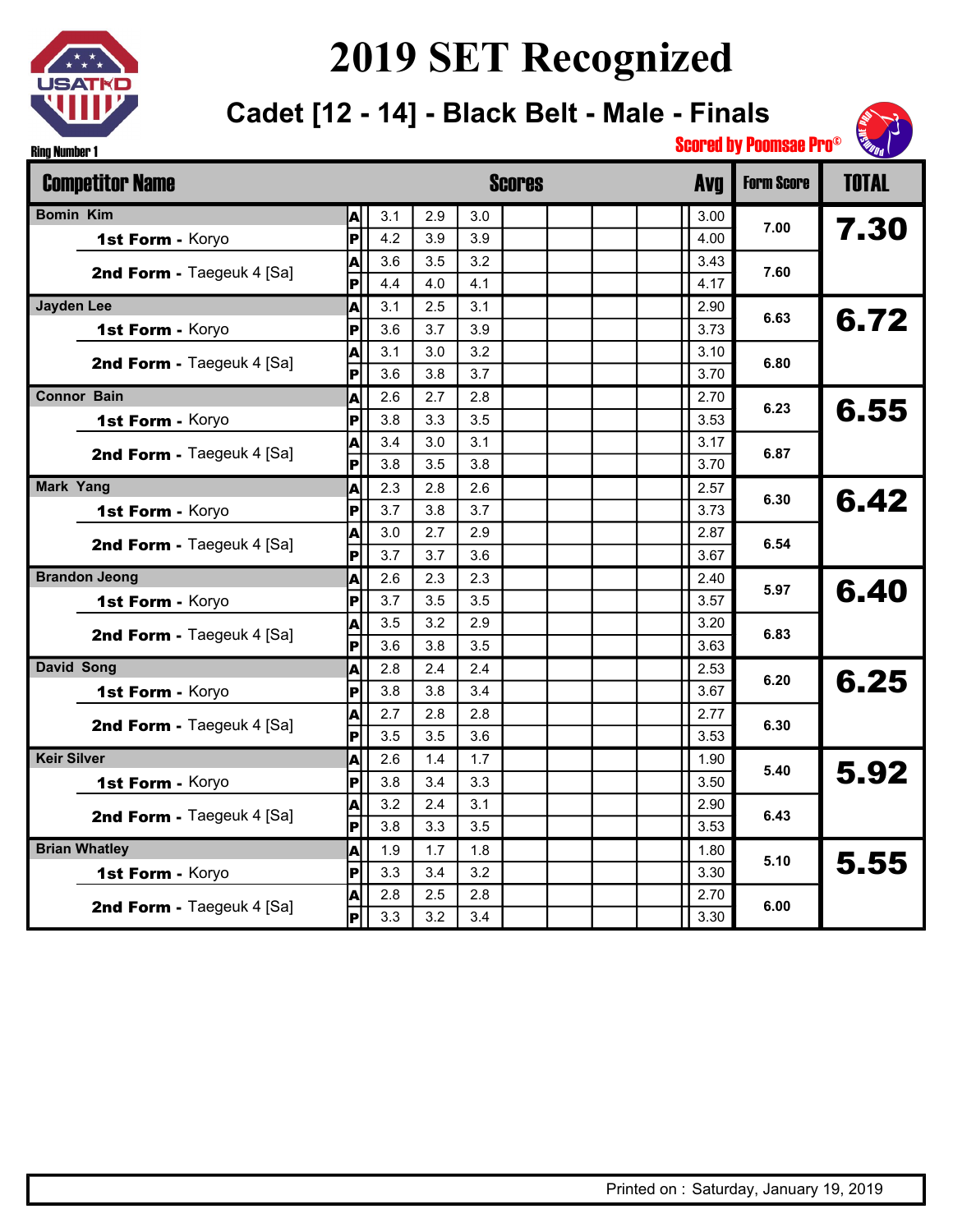# 2019 SET Recognized

## Cadet [12 - 14] - Black Belt - Male - Finals

Ring Number 1

Scored by Poomsae Pro©

| Competitor Name | | Scores | | | | | | | Avg | Form Score | TOTAL |
|---|---|---|---|---|---|---|---|---|---|---|---|
| **Bomin Kim** | A | 3.1 | 2.9 | 3.0 | | | | | 3.00 | 7.00 | 7.30 |
| **1st Form -** Koryo | P | 4.2 | 3.9 | 3.9 | | | | | 4.00 | | |
| **2nd Form -** Taegeuk 4 [Sa] | A | 3.6 | 3.5 | 3.2 | | | | | 3.43 | 7.60 | |
| | P | 4.4 | 4.0 | 4.1 | | | | | 4.17 | | |
| **Jayden Lee** | A | 3.1 | 2.5 | 3.1 | | | | | 2.90 | 6.63 | 6.72 |
| **1st Form -** Koryo | P | 3.6 | 3.7 | 3.9 | | | | | 3.73 | | |
| **2nd Form -** Taegeuk 4 [Sa] | A | 3.1 | 3.0 | 3.2 | | | | | 3.10 | 6.80 | |
| | P | 3.6 | 3.8 | 3.7 | | | | | 3.70 | | |
| **Connor Bain** | A | 2.6 | 2.7 | 2.8 | | | | | 2.70 | 6.23 | 6.55 |
| **1st Form -** Koryo | P | 3.8 | 3.3 | 3.5 | | | | | 3.53 | | |
| **2nd Form -** Taegeuk 4 [Sa] | A | 3.4 | 3.0 | 3.1 | | | | | 3.17 | 6.87 | |
| | P | 3.8 | 3.5 | 3.8 | | | | | 3.70 | | |
| **Mark Yang** | A | 2.3 | 2.8 | 2.6 | | | | | 2.57 | 6.30 | 6.42 |
| **1st Form -** Koryo | P | 3.7 | 3.8 | 3.7 | | | | | 3.73 | | |
| **2nd Form -** Taegeuk 4 [Sa] | A | 3.0 | 2.7 | 2.9 | | | | | 2.87 | 6.54 | |
| | P | 3.7 | 3.7 | 3.6 | | | | | 3.67 | | |
| **Brandon Jeong** | A | 2.6 | 2.3 | 2.3 | | | | | 2.40 | 5.97 | 6.40 |
| **1st Form -** Koryo | P | 3.7 | 3.5 | 3.5 | | | | | 3.57 | | |
| **2nd Form -** Taegeuk 4 [Sa] | A | 3.5 | 3.2 | 2.9 | | | | | 3.20 | 6.83 | |
| | P | 3.6 | 3.8 | 3.5 | | | | | 3.63 | | |
| **David Song** | A | 2.8 | 2.4 | 2.4 | | | | | 2.53 | 6.20 | 6.25 |
| **1st Form -** Koryo | P | 3.8 | 3.8 | 3.4 | | | | | 3.67 | | |
| **2nd Form -** Taegeuk 4 [Sa] | A | 2.7 | 2.8 | 2.8 | | | | | 2.77 | 6.30 | |
| | P | 3.5 | 3.5 | 3.6 | | | | | 3.53 | | |
| **Keir Silver** | A | 2.6 | 1.4 | 1.7 | | | | | 1.90 | 5.40 | 5.92 |
| **1st Form -** Koryo | P | 3.8 | 3.4 | 3.3 | | | | | 3.50 | | |
| **2nd Form -** Taegeuk 4 [Sa] | A | 3.2 | 2.4 | 3.1 | | | | | 2.90 | 6.43 | |
| | P | 3.8 | 3.3 | 3.5 | | | | | 3.53 | | |
| **Brian Whatley** | A | 1.9 | 1.7 | 1.8 | | | | | 1.80 | 5.10 | 5.55 |
| **1st Form -** Koryo | P | 3.3 | 3.4 | 3.2 | | | | | 3.30 | | |
| **2nd Form -** Taegeuk 4 [Sa] | A | 2.8 | 2.5 | 2.8 | | | | | 2.70 | 6.00 | |
| | P | 3.3 | 3.2 | 3.4 | | | | | 3.30 | | |

Printed on : Saturday, January 19, 2019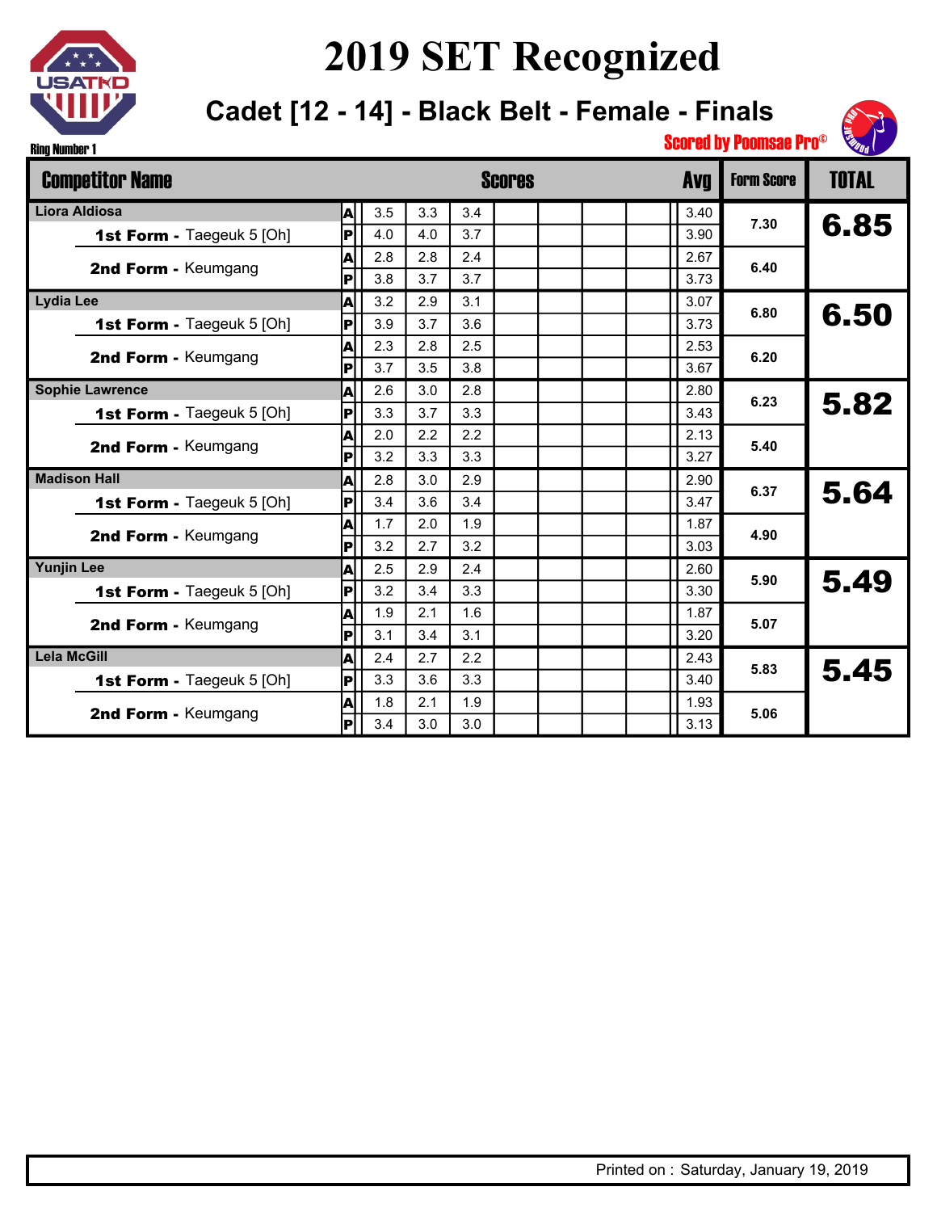# 2019 SET Recognized

## Cadet [12 - 14] - Black Belt - Female - Finals

Ring Number 1

Scored by Poomsae Pro©

| Competitor Name | | Scores | | | | | | | Avg | Form Score | TOTAL |
|---|---|---|---|---|---|---|---|---|---|---|---|
| Liora Aldiosa | A | 3.5 | 3.3 | 3.4 | | | | | 3.40 | 7.30 | 6.85 |
| **1st Form -** Taegeuk 5 [Oh] | P | 4.0 | 4.0 | 3.7 | | | | | 3.90 | | |
| **2nd Form -** Keumgang | A | 2.8 | 2.8 | 2.4 | | | | | 2.67 | 6.40 | |
| | P | 3.8 | 3.7 | 3.7 | | | | | 3.73 | | |
| Lydia Lee | A | 3.2 | 2.9 | 3.1 | | | | | 3.07 | 6.80 | 6.50 |
| **1st Form -** Taegeuk 5 [Oh] | P | 3.9 | 3.7 | 3.6 | | | | | 3.73 | | |
| **2nd Form -** Keumgang | A | 2.3 | 2.8 | 2.5 | | | | | 2.53 | 6.20 | |
| | P | 3.7 | 3.5 | 3.8 | | | | | 3.67 | | |
| Sophie Lawrence | A | 2.6 | 3.0 | 2.8 | | | | | 2.80 | 6.23 | 5.82 |
| **1st Form -** Taegeuk 5 [Oh] | P | 3.3 | 3.7 | 3.3 | | | | | 3.43 | | |
| **2nd Form -** Keumgang | A | 2.0 | 2.2 | 2.2 | | | | | 2.13 | 5.40 | |
| | P | 3.2 | 3.3 | 3.3 | | | | | 3.27 | | |
| Madison Hall | A | 2.8 | 3.0 | 2.9 | | | | | 2.90 | 6.37 | 5.64 |
| **1st Form -** Taegeuk 5 [Oh] | P | 3.4 | 3.6 | 3.4 | | | | | 3.47 | | |
| **2nd Form -** Keumgang | A | 1.7 | 2.0 | 1.9 | | | | | 1.87 | 4.90 | |
| | P | 3.2 | 2.7 | 3.2 | | | | | 3.03 | | |
| Yunjin Lee | A | 2.5 | 2.9 | 2.4 | | | | | 2.60 | 5.90 | 5.49 |
| **1st Form -** Taegeuk 5 [Oh] | P | 3.2 | 3.4 | 3.3 | | | | | 3.30 | | |
| **2nd Form -** Keumgang | A | 1.9 | 2.1 | 1.6 | | | | | 1.87 | 5.07 | |
| | P | 3.1 | 3.4 | 3.1 | | | | | 3.20 | | |
| Lela McGill | A | 2.4 | 2.7 | 2.2 | | | | | 2.43 | 5.83 | 5.45 |
| **1st Form -** Taegeuk 5 [Oh] | P | 3.3 | 3.6 | 3.3 | | | | | 3.40 | | |
| **2nd Form -** Keumgang | A | 1.8 | 2.1 | 1.9 | | | | | 1.93 | 5.06 | |
| | P | 3.4 | 3.0 | 3.0 | | | | | 3.13 | | |

Printed on : Saturday, January 19, 2019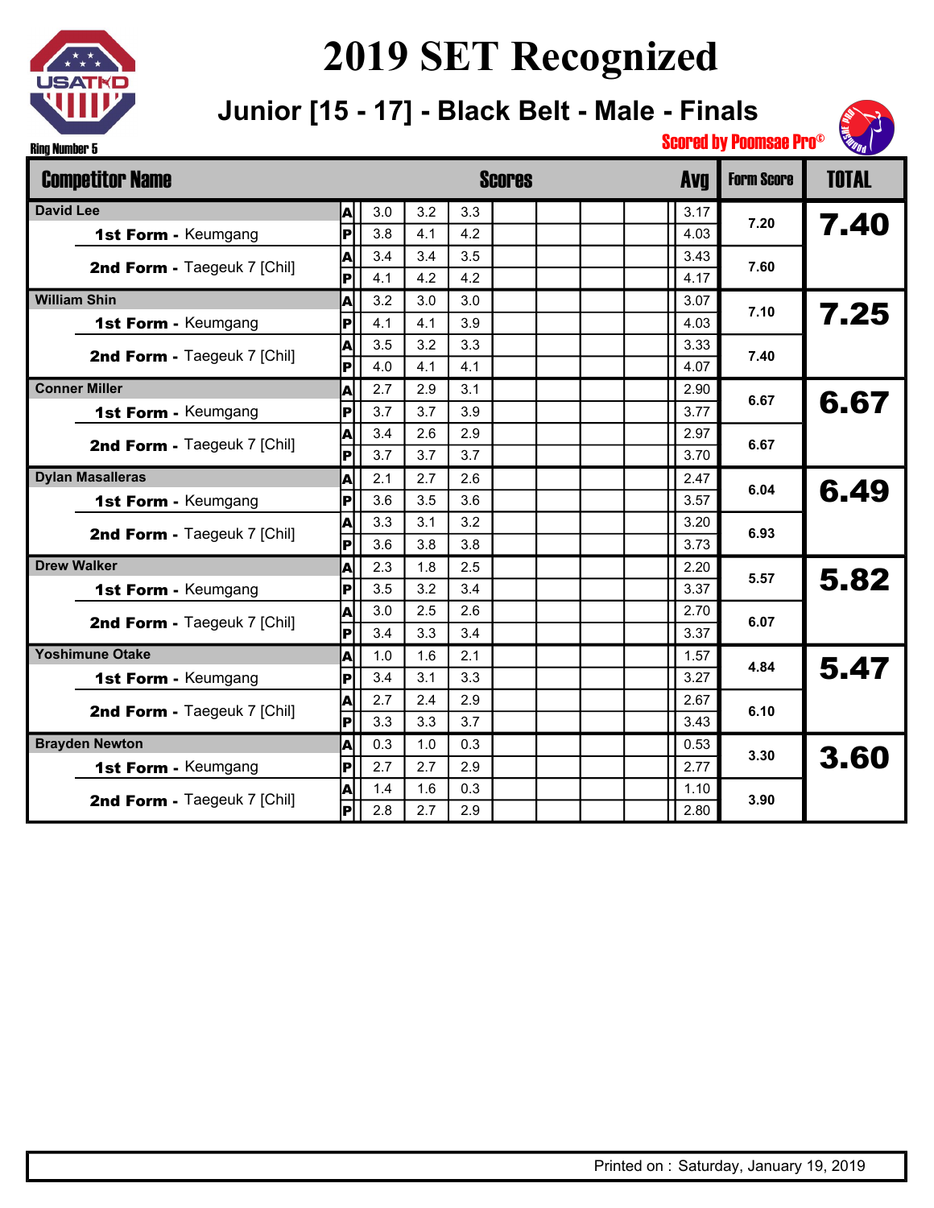# 2019 SET Recognized

## Junior [15 - 17] - Black Belt - Male - Finals

Ring Number 5

Scored by Poomsae Pro©

| Competitor Name | | Scores | | | | | | | Avg | Form Score | TOTAL |
|---|---|---|---|---|---|---|---|---|---|---|---|
| David Lee | A | 3.0 | 3.2 | 3.3 | | | | | 3.17 | 7.20 | 7.40 |
| **1st Form -** Keumgang | P | 3.8 | 4.1 | 4.2 | | | | | 4.03 | | |
| **2nd Form -** Taegeuk 7 [Chil] | A | 3.4 | 3.4 | 3.5 | | | | | 3.43 | 7.60 | |
| | P | 4.1 | 4.2 | 4.2 | | | | | 4.17 | | |
| William Shin | A | 3.2 | 3.0 | 3.0 | | | | | 3.07 | 7.10 | 7.25 |
| **1st Form -** Keumgang | P | 4.1 | 4.1 | 3.9 | | | | | 4.03 | | |
| **2nd Form -** Taegeuk 7 [Chil] | A | 3.5 | 3.2 | 3.3 | | | | | 3.33 | 7.40 | |
| | P | 4.0 | 4.1 | 4.1 | | | | | 4.07 | | |
| Conner Miller | A | 2.7 | 2.9 | 3.1 | | | | | 2.90 | 6.67 | 6.67 |
| **1st Form -** Keumgang | P | 3.7 | 3.7 | 3.9 | | | | | 3.77 | | |
| **2nd Form -** Taegeuk 7 [Chil] | A | 3.4 | 2.6 | 2.9 | | | | | 2.97 | 6.67 | |
| | P | 3.7 | 3.7 | 3.7 | | | | | 3.70 | | |
| Dylan Masalleras | A | 2.1 | 2.7 | 2.6 | | | | | 2.47 | 6.04 | 6.49 |
| **1st Form -** Keumgang | P | 3.6 | 3.5 | 3.6 | | | | | 3.57 | | |
| **2nd Form -** Taegeuk 7 [Chil] | A | 3.3 | 3.1 | 3.2 | | | | | 3.20 | 6.93 | |
| | P | 3.6 | 3.8 | 3.8 | | | | | 3.73 | | |
| Drew Walker | A | 2.3 | 1.8 | 2.5 | | | | | 2.20 | 5.57 | 5.82 |
| **1st Form -** Keumgang | P | 3.5 | 3.2 | 3.4 | | | | | 3.37 | | |
| **2nd Form -** Taegeuk 7 [Chil] | A | 3.0 | 2.5 | 2.6 | | | | | 2.70 | 6.07 | |
| | P | 3.4 | 3.3 | 3.4 | | | | | 3.37 | | |
| Yoshimune Otake | A | 1.0 | 1.6 | 2.1 | | | | | 1.57 | 4.84 | 5.47 |
| **1st Form -** Keumgang | P | 3.4 | 3.1 | 3.3 | | | | | 3.27 | | |
| **2nd Form -** Taegeuk 7 [Chil] | A | 2.7 | 2.4 | 2.9 | | | | | 2.67 | 6.10 | |
| | P | 3.3 | 3.3 | 3.7 | | | | | 3.43 | | |
| Brayden Newton | A | 0.3 | 1.0 | 0.3 | | | | | 0.53 | 3.30 | 3.60 |
| **1st Form -** Keumgang | P | 2.7 | 2.7 | 2.9 | | | | | 2.77 | | |
| **2nd Form -** Taegeuk 7 [Chil] | A | 1.4 | 1.6 | 0.3 | | | | | 1.10 | 3.90 | |
| | P | 2.8 | 2.7 | 2.9 | | | | | 2.80 | | |

Printed on : Saturday, January 19, 2019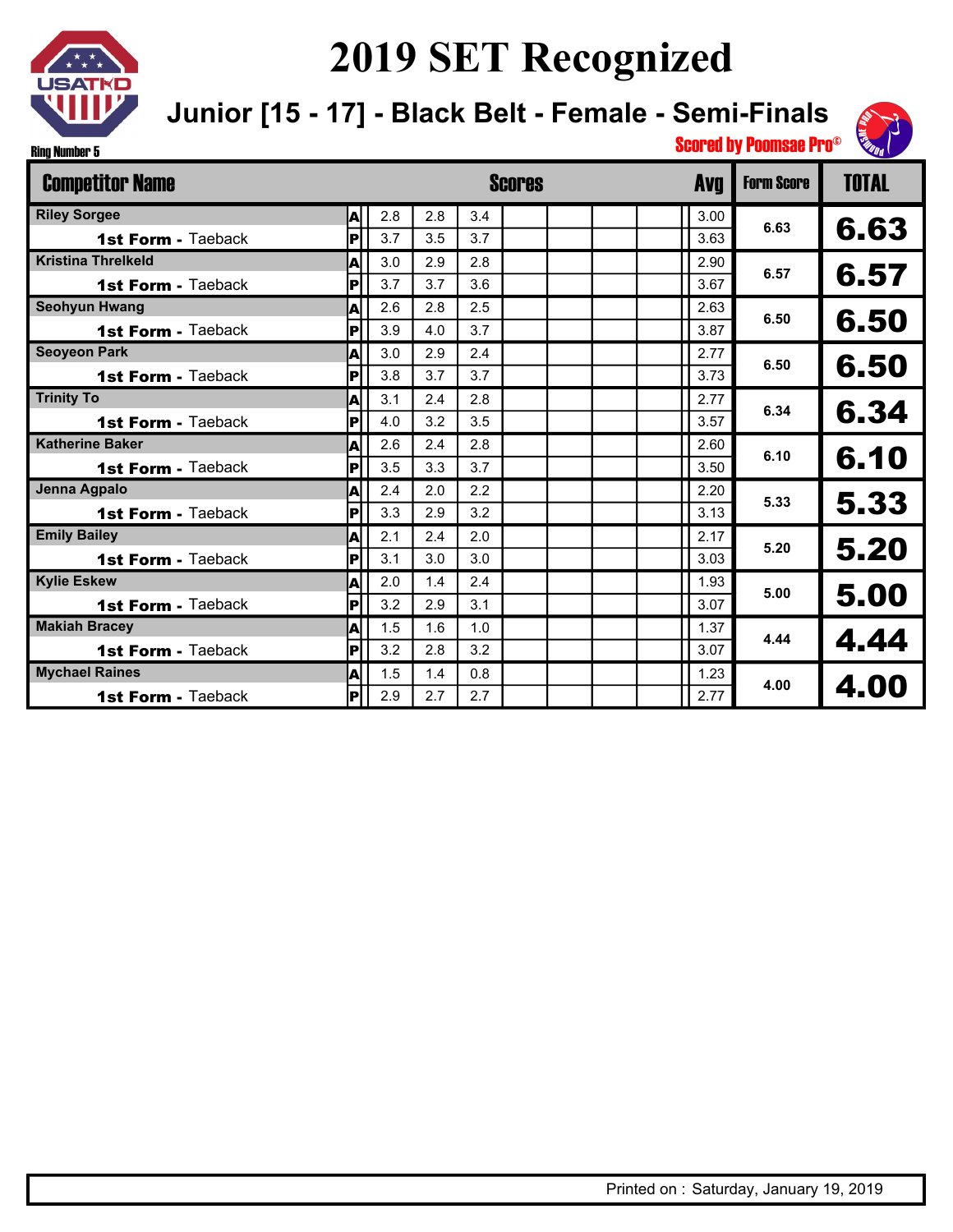# 2019 SET Recognized

## Junior [15 - 17] - Black Belt - Female - Semi-Finals

Ring Number 5

Scored by Poomsae Pro©

| Competitor Name | | Scores | | | | | | | Avg | Form Score | TOTAL |
|---|---|---|---|---|---|---|---|---|---|---|---|
| Riley Sorgee | A | 2.8 | 2.8 | 3.4 | | | | | 3.00 | 6.63 | 6.63 |
| **1st Form** - Taeback | P | 3.7 | 3.5 | 3.7 | | | | | 3.63 | | |
| Kristina Threlkeld | A | 3.0 | 2.9 | 2.8 | | | | | 2.90 | 6.57 | 6.57 |
| **1st Form** - Taeback | P | 3.7 | 3.7 | 3.6 | | | | | 3.67 | | |
| Seohyun Hwang | A | 2.6 | 2.8 | 2.5 | | | | | 2.63 | 6.50 | 6.50 |
| **1st Form** - Taeback | P | 3.9 | 4.0 | 3.7 | | | | | 3.87 | | |
| Seoyeon Park | A | 3.0 | 2.9 | 2.4 | | | | | 2.77 | 6.50 | 6.50 |
| **1st Form** - Taeback | P | 3.8 | 3.7 | 3.7 | | | | | 3.73 | | |
| Trinity To | A | 3.1 | 2.4 | 2.8 | | | | | 2.77 | 6.34 | 6.34 |
| **1st Form** - Taeback | P | 4.0 | 3.2 | 3.5 | | | | | 3.57 | | |
| Katherine Baker | A | 2.6 | 2.4 | 2.8 | | | | | 2.60 | 6.10 | 6.10 |
| **1st Form** - Taeback | P | 3.5 | 3.3 | 3.7 | | | | | 3.50 | | |
| Jenna Agpalo | A | 2.4 | 2.0 | 2.2 | | | | | 2.20 | 5.33 | 5.33 |
| **1st Form** - Taeback | P | 3.3 | 2.9 | 3.2 | | | | | 3.13 | | |
| Emily Bailey | A | 2.1 | 2.4 | 2.0 | | | | | 2.17 | 5.20 | 5.20 |
| **1st Form** - Taeback | P | 3.1 | 3.0 | 3.0 | | | | | 3.03 | | |
| Kylie Eskew | A | 2.0 | 1.4 | 2.4 | | | | | 1.93 | 5.00 | 5.00 |
| **1st Form** - Taeback | P | 3.2 | 2.9 | 3.1 | | | | | 3.07 | | |
| Makiah Bracey | A | 1.5 | 1.6 | 1.0 | | | | | 1.37 | 4.44 | 4.44 |
| **1st Form** - Taeback | P | 3.2 | 2.8 | 3.2 | | | | | 3.07 | | |
| Mychael Raines | A | 1.5 | 1.4 | 0.8 | | | | | 1.23 | 4.00 | 4.00 |
| **1st Form** - Taeback | P | 2.9 | 2.7 | 2.7 | | | | | 2.77 | | |

Printed on : Saturday, January 19, 2019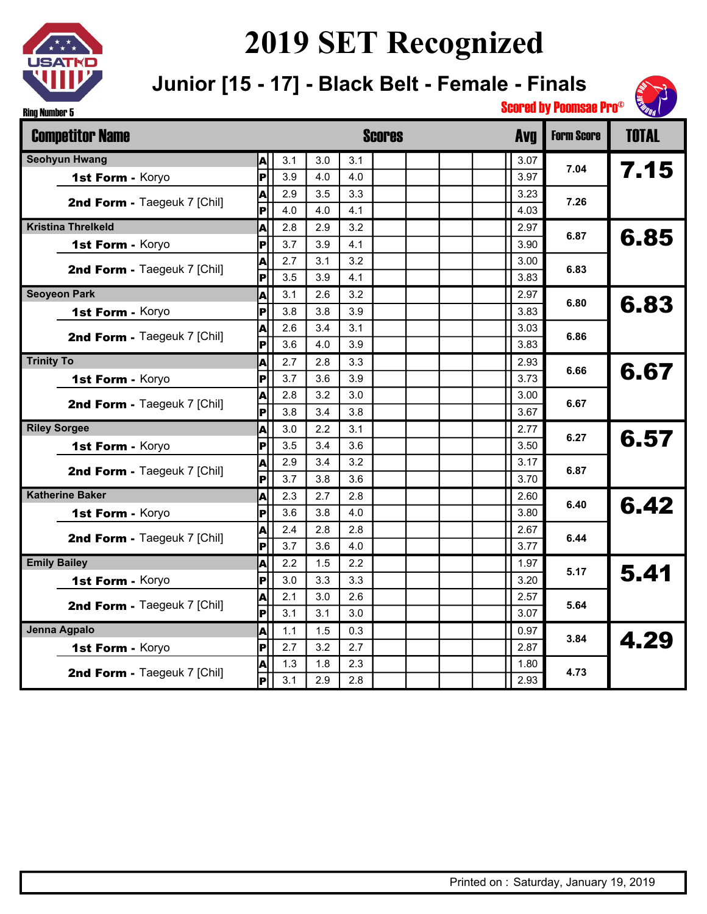# 2019 SET Recognized

## Junior [15 - 17] - Black Belt - Female - Finals

Ring Number 5

Scored by Poomsae Pro©

| Competitor Name | | Scores | | | | | | | Avg | Form Score | TOTAL |
|---|---|---|---|---|---|---|---|---|---|---|---|
| Seohyun Hwang | A | 3.1 | 3.0 | 3.1 | | | | | 3.07 | 7.04 | 7.15 |
| **1st Form -** Koryo | P | 3.9 | 4.0 | 4.0 | | | | | 3.97 | | |
| **2nd Form -** Taegeuk 7 [Chil] | A | 2.9 | 3.5 | 3.3 | | | | | 3.23 | 7.26 | |
| | P | 4.0 | 4.0 | 4.1 | | | | | 4.03 | | |
| Kristina Threlkeld | A | 2.8 | 2.9 | 3.2 | | | | | 2.97 | 6.87 | 6.85 |
| **1st Form -** Koryo | P | 3.7 | 3.9 | 4.1 | | | | | 3.90 | | |
| **2nd Form -** Taegeuk 7 [Chil] | A | 2.7 | 3.1 | 3.2 | | | | | 3.00 | 6.83 | |
| | P | 3.5 | 3.9 | 4.1 | | | | | 3.83 | | |
| Seoyeon Park | A | 3.1 | 2.6 | 3.2 | | | | | 2.97 | 6.80 | 6.83 |
| **1st Form -** Koryo | P | 3.8 | 3.8 | 3.9 | | | | | 3.83 | | |
| **2nd Form -** Taegeuk 7 [Chil] | A | 2.6 | 3.4 | 3.1 | | | | | 3.03 | 6.86 | |
| | P | 3.6 | 4.0 | 3.9 | | | | | 3.83 | | |
| Trinity To | A | 2.7 | 2.8 | 3.3 | | | | | 2.93 | 6.66 | 6.67 |
| **1st Form -** Koryo | P | 3.7 | 3.6 | 3.9 | | | | | 3.73 | | |
| **2nd Form -** Taegeuk 7 [Chil] | A | 2.8 | 3.2 | 3.0 | | | | | 3.00 | 6.67 | |
| | P | 3.8 | 3.4 | 3.8 | | | | | 3.67 | | |
| Riley Sorgee | A | 3.0 | 2.2 | 3.1 | | | | | 2.77 | 6.27 | 6.57 |
| **1st Form -** Koryo | P | 3.5 | 3.4 | 3.6 | | | | | 3.50 | | |
| **2nd Form -** Taegeuk 7 [Chil] | A | 2.9 | 3.4 | 3.2 | | | | | 3.17 | 6.87 | |
| | P | 3.7 | 3.8 | 3.6 | | | | | 3.70 | | |
| Katherine Baker | A | 2.3 | 2.7 | 2.8 | | | | | 2.60 | 6.40 | 6.42 |
| **1st Form -** Koryo | P | 3.6 | 3.8 | 4.0 | | | | | 3.80 | | |
| **2nd Form -** Taegeuk 7 [Chil] | A | 2.4 | 2.8 | 2.8 | | | | | 2.67 | 6.44 | |
| | P | 3.7 | 3.6 | 4.0 | | | | | 3.77 | | |
| Emily Bailey | A | 2.2 | 1.5 | 2.2 | | | | | 1.97 | 5.17 | 5.41 |
| **1st Form -** Koryo | P | 3.0 | 3.3 | 3.3 | | | | | 3.20 | | |
| **2nd Form -** Taegeuk 7 [Chil] | A | 2.1 | 3.0 | 2.6 | | | | | 2.57 | 5.64 | |
| | P | 3.1 | 3.1 | 3.0 | | | | | 3.07 | | |
| Jenna Agpalo | A | 1.1 | 1.5 | 0.3 | | | | | 0.97 | 3.84 | 4.29 |
| **1st Form -** Koryo | P | 2.7 | 3.2 | 2.7 | | | | | 2.87 | | |
| **2nd Form -** Taegeuk 7 [Chil] | A | 1.3 | 1.8 | 2.3 | | | | | 1.80 | 4.73 | |
| | P | 3.1 | 2.9 | 2.8 | | | | | 2.93 | | |

Printed on : Saturday, January 19, 2019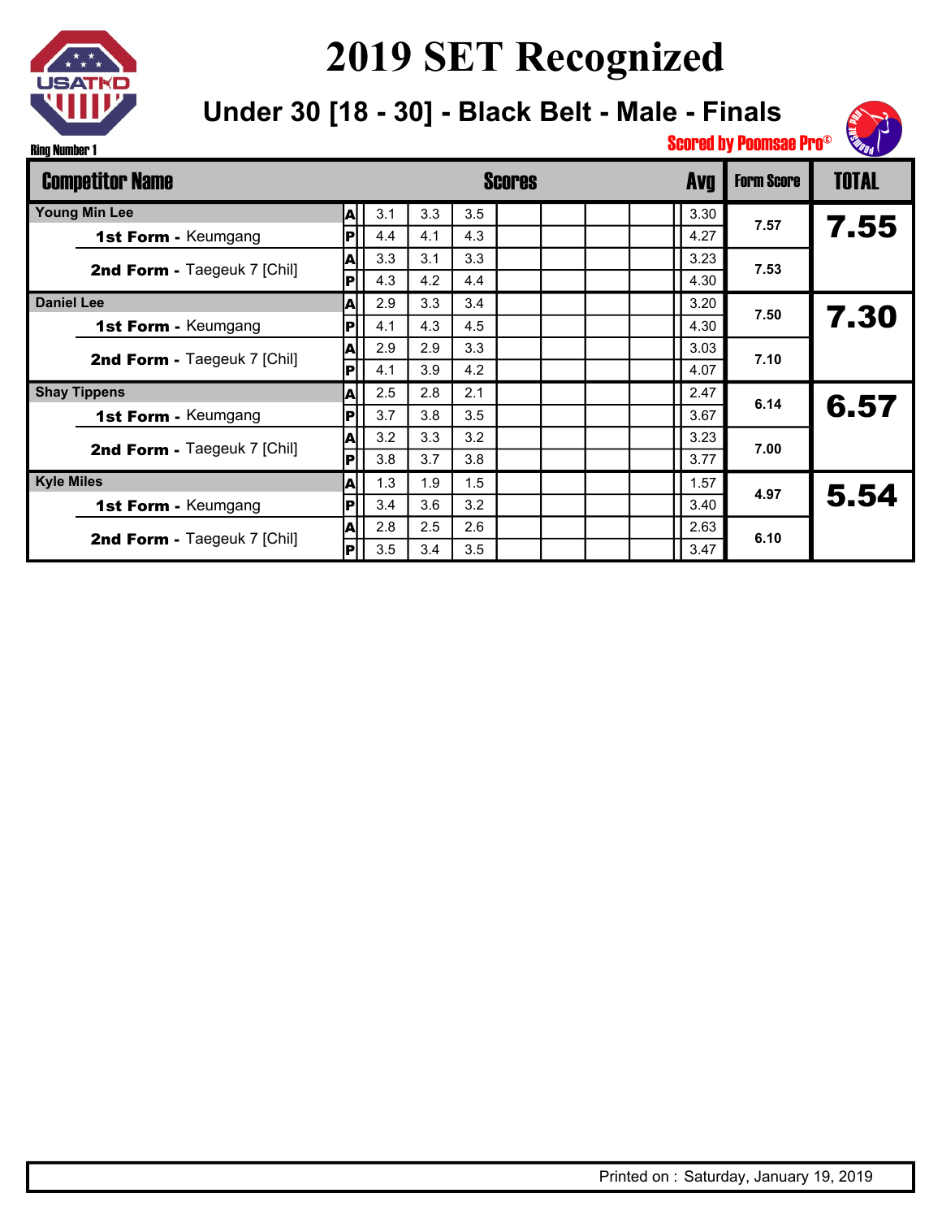# 2019 SET Recognized

## Under 30 [18 - 30] - Black Belt - Male - Finals

Ring Number 1

Scored by Poomsae Pro©

| Competitor Name | | Scores | | | | | | | Avg | Form Score | TOTAL |
|---|---|---|---|---|---|---|---|---|---|---|---|
| Young Min Lee | A | 3.1 | 3.3 | 3.5 | | | | | 3.30 | 7.57 | 7.55 |
| **1st Form -** Keumgang | P | 4.4 | 4.1 | 4.3 | | | | | 4.27 | | |
| **2nd Form -** Taegeuk 7 [Chil] | A | 3.3 | 3.1 | 3.3 | | | | | 3.23 | 7.53 | |
| | P | 4.3 | 4.2 | 4.4 | | | | | 4.30 | | |
| Daniel Lee | A | 2.9 | 3.3 | 3.4 | | | | | 3.20 | 7.50 | 7.30 |
| **1st Form -** Keumgang | P | 4.1 | 4.3 | 4.5 | | | | | 4.30 | | |
| **2nd Form -** Taegeuk 7 [Chil] | A | 2.9 | 2.9 | 3.3 | | | | | 3.03 | 7.10 | |
| | P | 4.1 | 3.9 | 4.2 | | | | | 4.07 | | |
| Shay Tippens | A | 2.5 | 2.8 | 2.1 | | | | | 2.47 | 6.14 | 6.57 |
| **1st Form -** Keumgang | P | 3.7 | 3.8 | 3.5 | | | | | 3.67 | | |
| **2nd Form -** Taegeuk 7 [Chil] | A | 3.2 | 3.3 | 3.2 | | | | | 3.23 | 7.00 | |
| | P | 3.8 | 3.7 | 3.8 | | | | | 3.77 | | |
| Kyle Miles | A | 1.3 | 1.9 | 1.5 | | | | | 1.57 | 4.97 | 5.54 |
| **1st Form -** Keumgang | P | 3.4 | 3.6 | 3.2 | | | | | 3.40 | | |
| **2nd Form -** Taegeuk 7 [Chil] | A | 2.8 | 2.5 | 2.6 | | | | | 2.63 | 6.10 | |
| | P | 3.5 | 3.4 | 3.5 | | | | | 3.47 | | |

Printed on : Saturday, January 19, 2019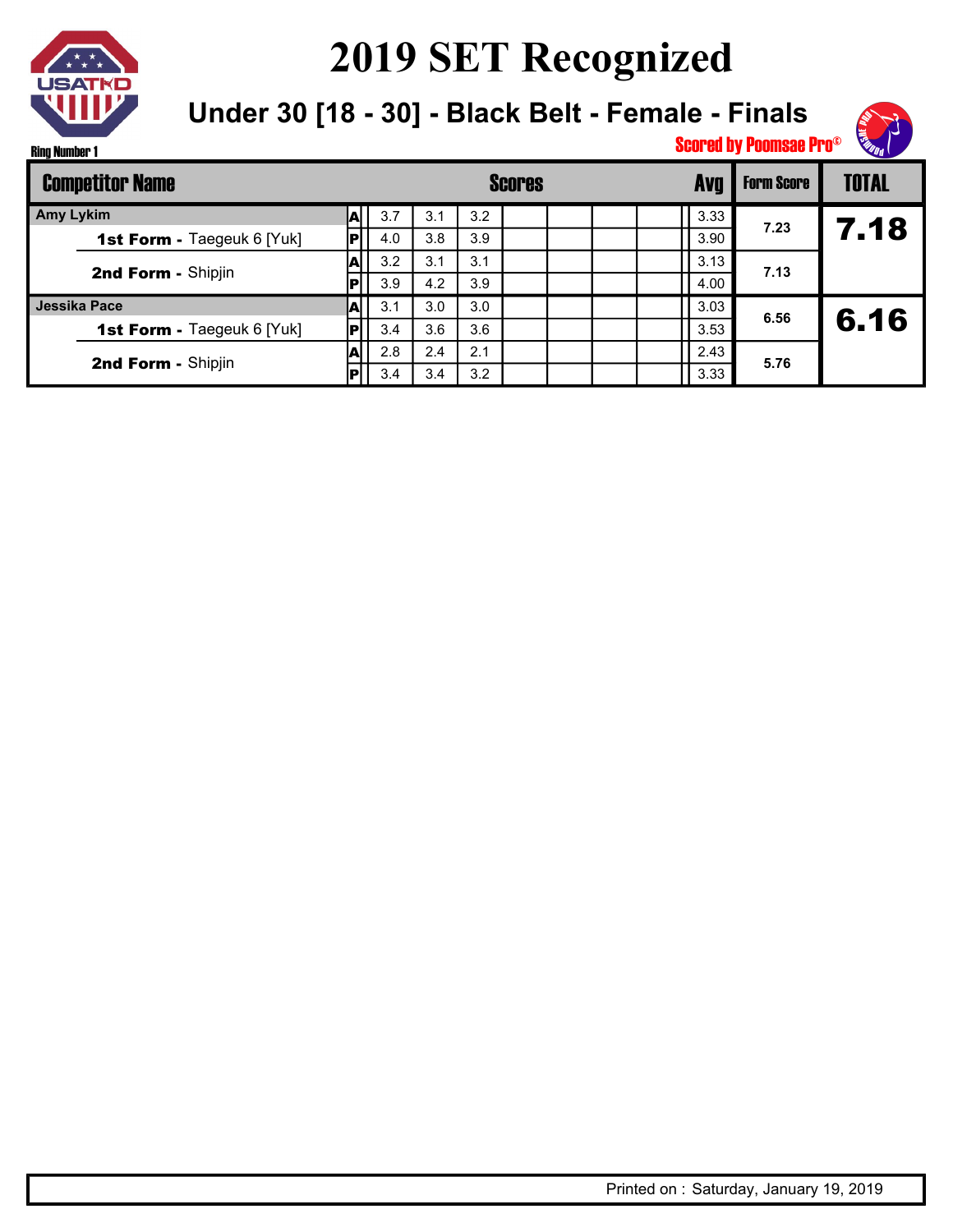# 2019 SET Recognized

## Under 30 [18 - 30] - Black Belt - Female - Finals

Ring Number 1

Scored by Poomsae Pro©

| Competitor Name | | Scores | | | | | | | Avg | Form Score | TOTAL |
|---|---|---|---|---|---|---|---|---|---|---|---|
| **Amy Lykim** | A | 3.7 | 3.1 | 3.2 | | | | | 3.33 | 7.23 | 7.18 |
| **1st Form -** Taegeuk 6 [Yuk] | P | 4.0 | 3.8 | 3.9 | | | | | 3.90 | | |
| **2nd Form -** Shipjin | A | 3.2 | 3.1 | 3.1 | | | | | 3.13 | 7.13 | |
| | P | 3.9 | 4.2 | 3.9 | | | | | 4.00 | | |
| **Jessika Pace** | A | 3.1 | 3.0 | 3.0 | | | | | 3.03 | 6.56 | 6.16 |
| **1st Form -** Taegeuk 6 [Yuk] | P | 3.4 | 3.6 | 3.6 | | | | | 3.53 | | |
| **2nd Form -** Shipjin | A | 2.8 | 2.4 | 2.1 | | | | | 2.43 | 5.76 | |
| | P | 3.4 | 3.4 | 3.2 | | | | | 3.33 | | |

Printed on : Saturday, January 19, 2019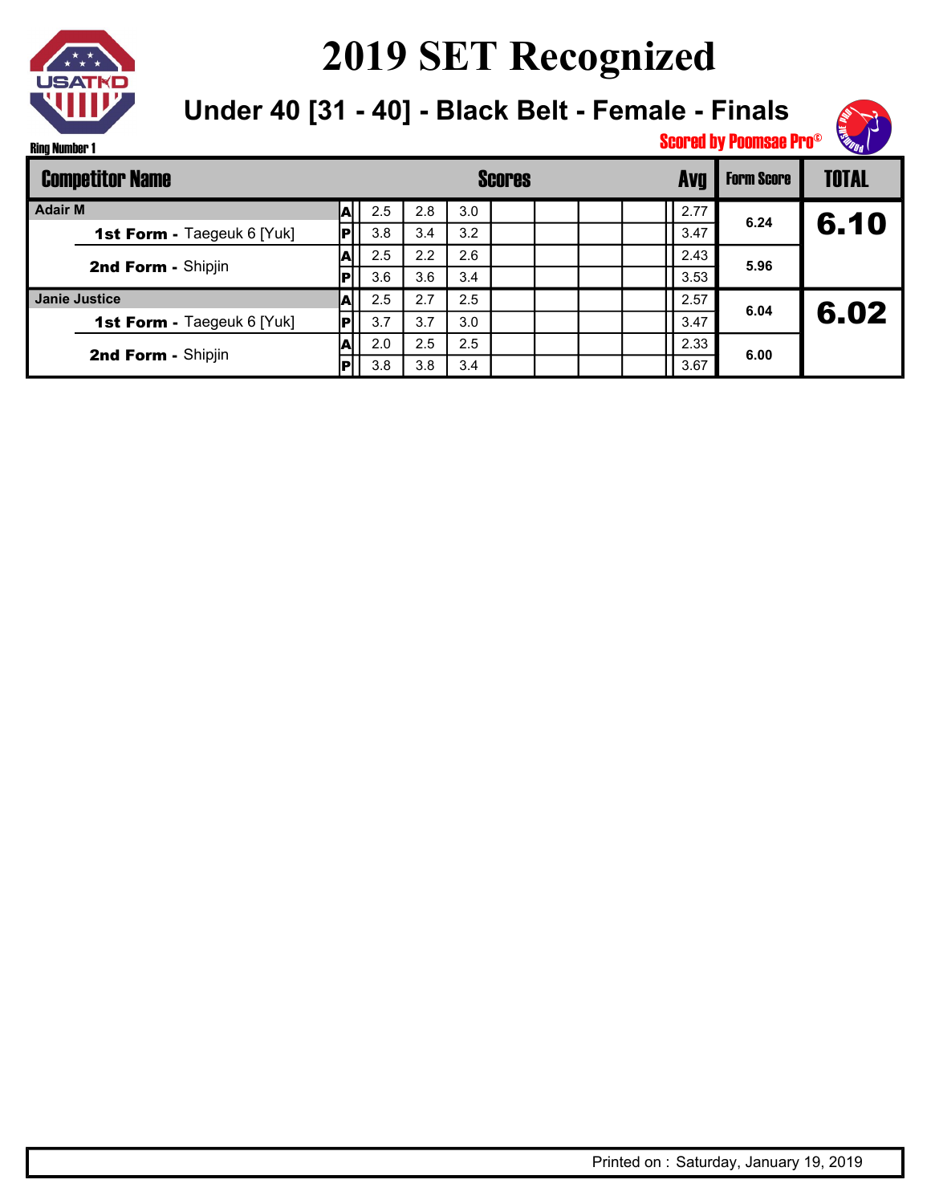# 2019 SET Recognized

## Under 40 [31 - 40] - Black Belt - Female - Finals

Ring Number 1

Scored by Poomsae Pro©

| Competitor Name | | Scores | | | | | | | Avg | Form Score | TOTAL |
|---|---|---|---|---|---|---|---|---|---|---|---|
| **Adair M** | A | 2.5 | 2.8 | 3.0 | | | | | 2.77 | 6.24 | 6.10 |
| **1st Form -** Taegeuk 6 [Yuk] | P | 3.8 | 3.4 | 3.2 | | | | | 3.47 | | |
| **2nd Form -** Shipjin | A | 2.5 | 2.2 | 2.6 | | | | | 2.43 | 5.96 | |
| | P | 3.6 | 3.6 | 3.4 | | | | | 3.53 | | |
| **Janie Justice** | A | 2.5 | 2.7 | 2.5 | | | | | 2.57 | 6.04 | 6.02 |
| **1st Form -** Taegeuk 6 [Yuk] | P | 3.7 | 3.7 | 3.0 | | | | | 3.47 | | |
| **2nd Form -** Shipjin | A | 2.0 | 2.5 | 2.5 | | | | | 2.33 | 6.00 | |
| | P | 3.8 | 3.8 | 3.4 | | | | | 3.67 | | |

Printed on : Saturday, January 19, 2019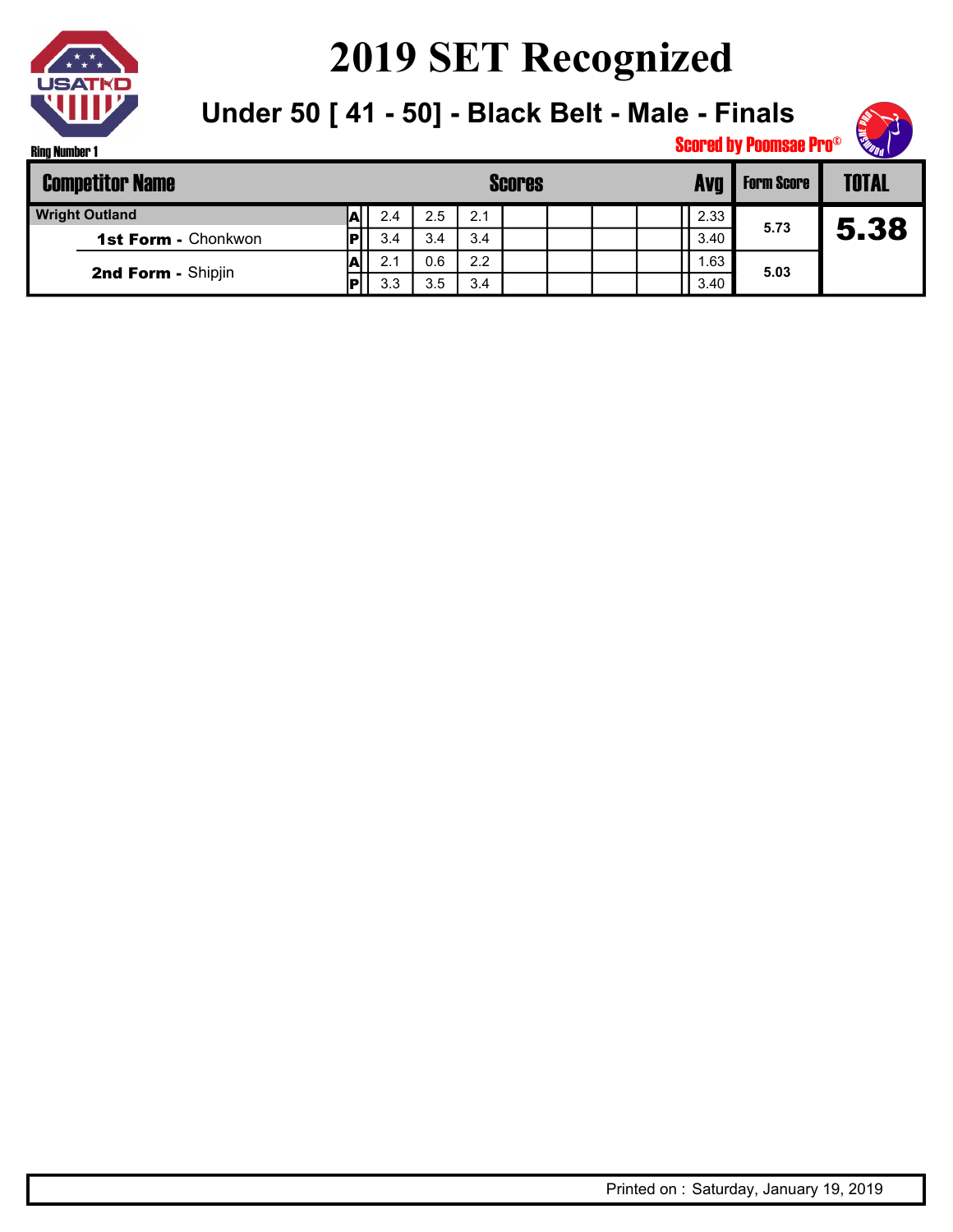# 2019 SET Recognized

## Under 50 [ 41 - 50] - Black Belt - Male - Finals

Ring Number 1

Scored by Poomsae Pro©

| Competitor Name | | Scores | | | | | | | Avg | Form Score | TOTAL |
|---|---|---|---|---|---|---|---|---|---|---|---|
| Wright Outland | A | 2.4 | 2.5 | 2.1 | | | | | 2.33 | 5.73 | 5.38 |
| **1st Form -** Chonkwon | P | 3.4 | 3.4 | 3.4 | | | | | 3.40 | | |
| **2nd Form -** Shipjin | A | 2.1 | 0.6 | 2.2 | | | | | 1.63 | 5.03 | |
| | P | 3.3 | 3.5 | 3.4 | | | | | 3.40 | | |

Printed on : Saturday, January 19, 2019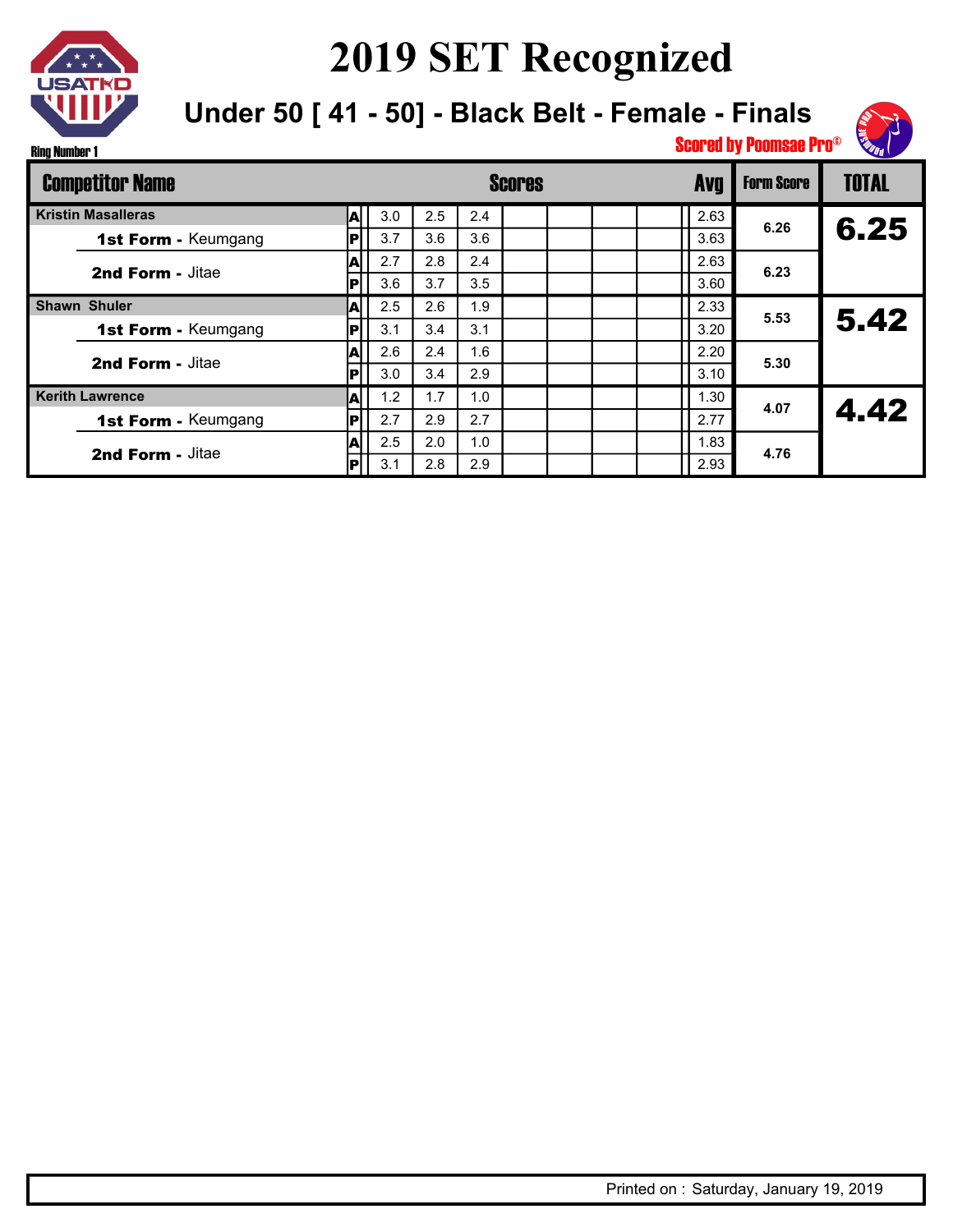# 2019 SET Recognized

## Under 50 [ 41 - 50] - Black Belt - Female - Finals

Ring Number 1

Scored by Poomsae Pro©

| Competitor Name | | Scores | | | | | | | Avg | Form Score | TOTAL |
|---|---|---|---|---|---|---|---|---|---|---|---|
| Kristin Masalleras | A | 3.0 | 2.5 | 2.4 | | | | | 2.63 | 6.26 | 6.25 |
| **1st Form -** Keumgang | P | 3.7 | 3.6 | 3.6 | | | | | 3.63 | | |
| **2nd Form -** Jitae | A | 2.7 | 2.8 | 2.4 | | | | | 2.63 | 6.23 | |
| | P | 3.6 | 3.7 | 3.5 | | | | | 3.60 | | |
| Shawn Shuler | A | 2.5 | 2.6 | 1.9 | | | | | 2.33 | 5.53 | 5.42 |
| **1st Form -** Keumgang | P | 3.1 | 3.4 | 3.1 | | | | | 3.20 | | |
| **2nd Form -** Jitae | A | 2.6 | 2.4 | 1.6 | | | | | 2.20 | 5.30 | |
| | P | 3.0 | 3.4 | 2.9 | | | | | 3.10 | | |
| Kerith Lawrence | A | 1.2 | 1.7 | 1.0 | | | | | 1.30 | 4.07 | 4.42 |
| **1st Form -** Keumgang | P | 2.7 | 2.9 | 2.7 | | | | | 2.77 | | |
| **2nd Form -** Jitae | A | 2.5 | 2.0 | 1.0 | | | | | 1.83 | 4.76 | |
| | P | 3.1 | 2.8 | 2.9 | | | | | 2.93 | | |

Printed on : Saturday, January 19, 2019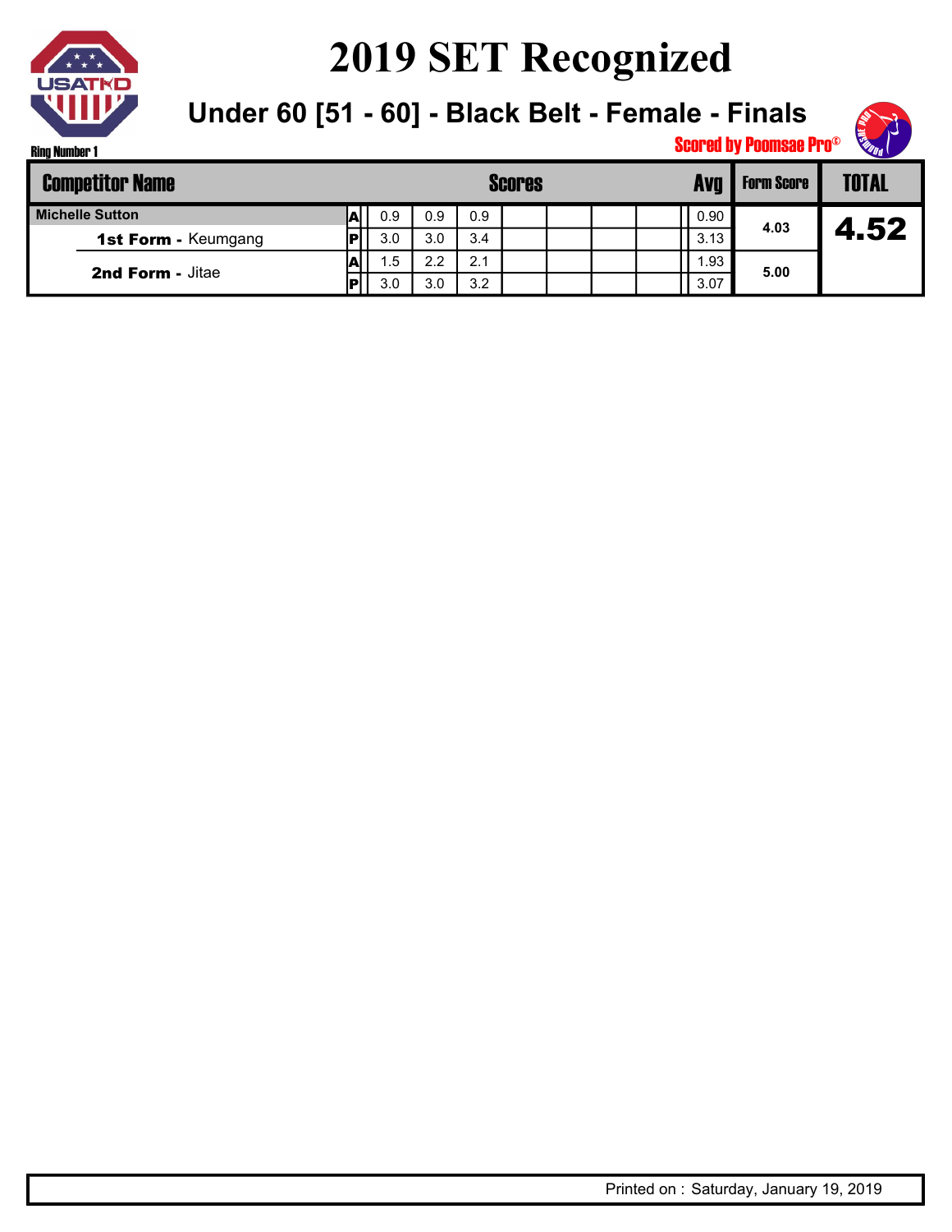# 2019 SET Recognized

## Under 60 [51 - 60] - Black Belt - Female - Finals

Ring Number 1

Scored by Poomsae Pro©

| Competitor Name | | Scores | | | | | | | Avg | Form Score | TOTAL |
|---|---|---|---|---|---|---|---|---|---|---|---|
| Michelle Sutton | A | 0.9 | 0.9 | 0.9 | | | | | 0.90 | 4.03 | 4.52 |
| **1st Form -** Keumgang | P | 3.0 | 3.0 | 3.4 | | | | | 3.13 | | |
| **2nd Form -** Jitae | A | 1.5 | 2.2 | 2.1 | | | | | 1.93 | 5.00 | |
| | P | 3.0 | 3.0 | 3.2 | | | | | 3.07 | | |

Printed on : Saturday, January 19, 2019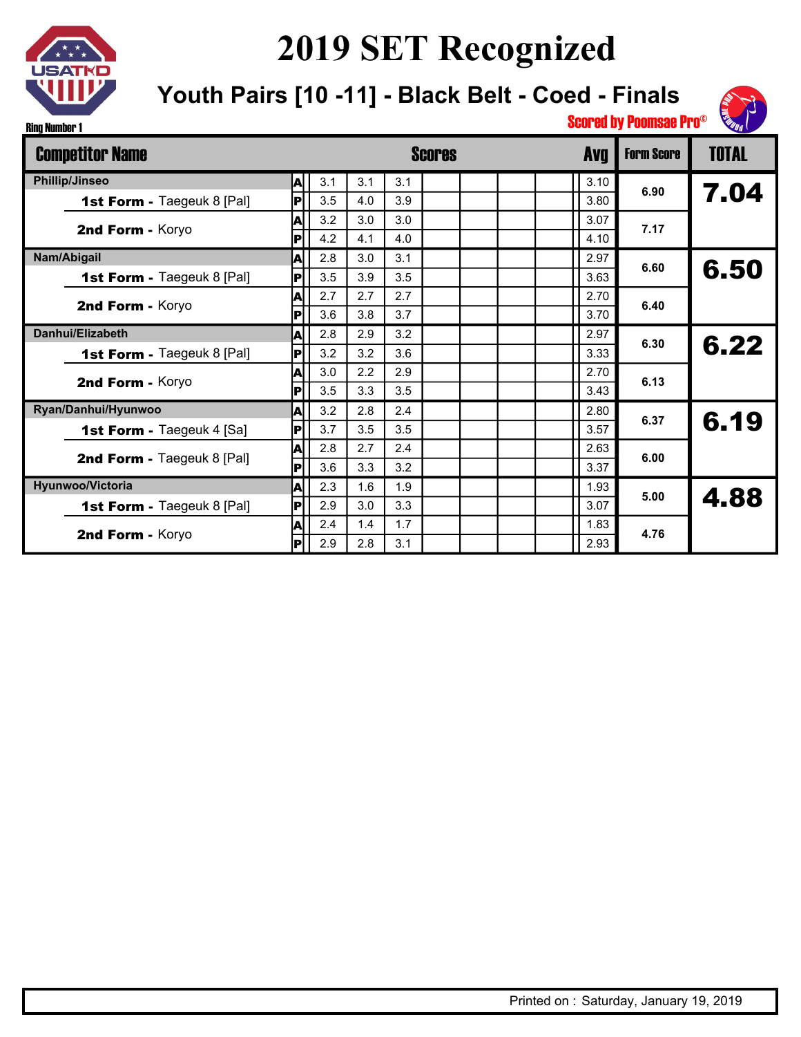# 2019 SET Recognized

## Youth Pairs [10 -11] - Black Belt - Coed - Finals

Ring Number 1

Scored by Poomsae Pro©

| Competitor Name | | Scores | | | | | | | Avg | Form Score | TOTAL |
|---|---|---|---|---|---|---|---|---|---|---|---|
| Phillip/Jinseo | A | 3.1 | 3.1 | 3.1 | | | | | 3.10 | 6.90 | 7.04 |
| **1st Form -** Taegeuk 8 [Pal] | P | 3.5 | 4.0 | 3.9 | | | | | 3.80 | | |
| **2nd Form -** Koryo | A | 3.2 | 3.0 | 3.0 | | | | | 3.07 | 7.17 | |
| | P | 4.2 | 4.1 | 4.0 | | | | | 4.10 | | |
| Nam/Abigail | A | 2.8 | 3.0 | 3.1 | | | | | 2.97 | 6.60 | 6.50 |
| **1st Form -** Taegeuk 8 [Pal] | P | 3.5 | 3.9 | 3.5 | | | | | 3.63 | | |
| **2nd Form -** Koryo | A | 2.7 | 2.7 | 2.7 | | | | | 2.70 | 6.40 | |
| | P | 3.6 | 3.8 | 3.7 | | | | | 3.70 | | |
| Danhui/Elizabeth | A | 2.8 | 2.9 | 3.2 | | | | | 2.97 | 6.30 | 6.22 |
| **1st Form -** Taegeuk 8 [Pal] | P | 3.2 | 3.2 | 3.6 | | | | | 3.33 | | |
| **2nd Form -** Koryo | A | 3.0 | 2.2 | 2.9 | | | | | 2.70 | 6.13 | |
| | P | 3.5 | 3.3 | 3.5 | | | | | 3.43 | | |
| Ryan/Danhui/Hyunwoo | A | 3.2 | 2.8 | 2.4 | | | | | 2.80 | 6.37 | 6.19 |
| **1st Form -** Taegeuk 4 [Sa] | P | 3.7 | 3.5 | 3.5 | | | | | 3.57 | | |
| **2nd Form -** Taegeuk 8 [Pal] | A | 2.8 | 2.7 | 2.4 | | | | | 2.63 | 6.00 | |
| | P | 3.6 | 3.3 | 3.2 | | | | | 3.37 | | |
| Hyunwoo/Victoria | A | 2.3 | 1.6 | 1.9 | | | | | 1.93 | 5.00 | 4.88 |
| **1st Form -** Taegeuk 8 [Pal] | P | 2.9 | 3.0 | 3.3 | | | | | 3.07 | | |
| **2nd Form -** Koryo | A | 2.4 | 1.4 | 1.7 | | | | | 1.83 | 4.76 | |
| | P | 2.9 | 2.8 | 3.1 | | | | | 2.93 | | |

Printed on : Saturday, January 19, 2019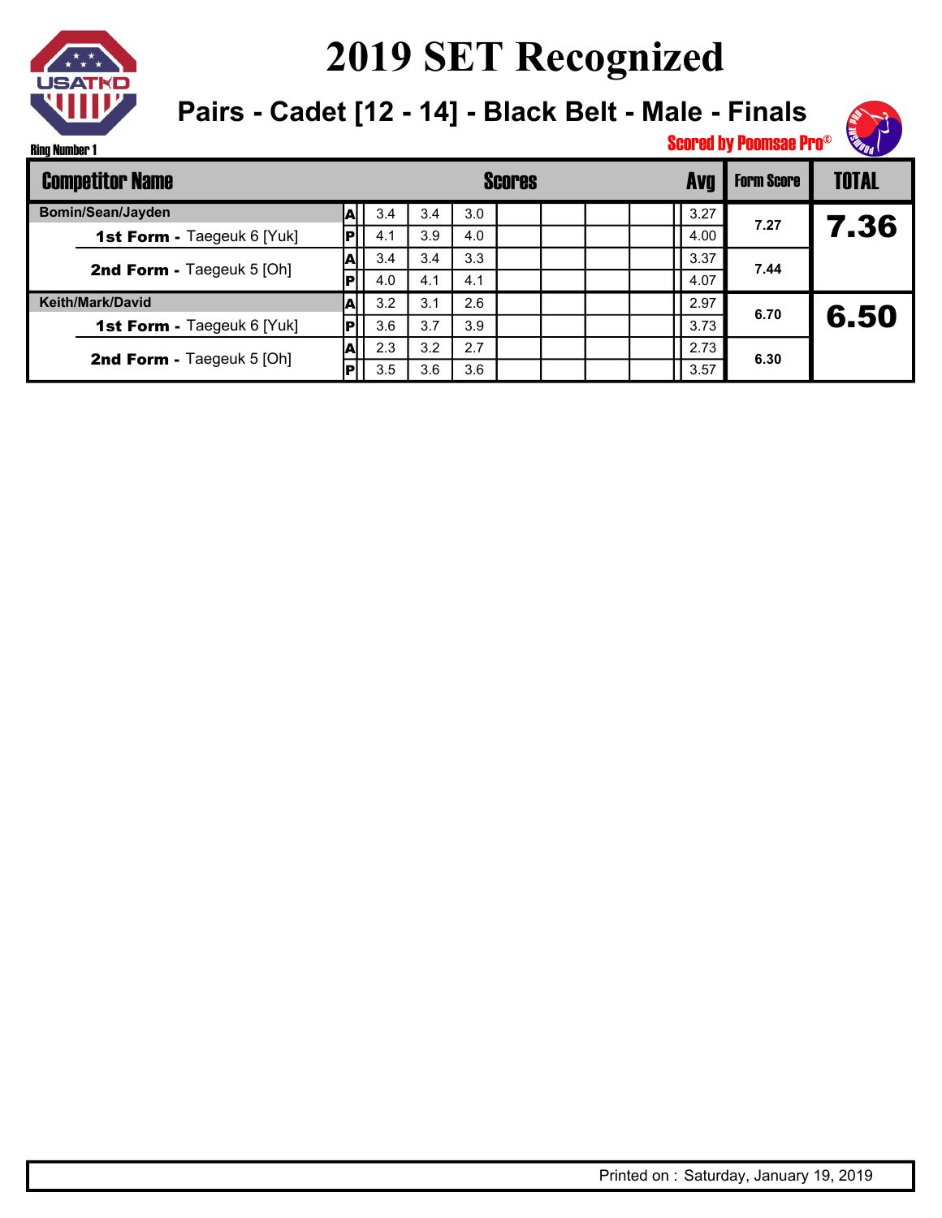# 2019 SET Recognized

## Pairs - Cadet [12 - 14] - Black Belt - Male - Finals

Ring Number 1

Scored by Poomsae Pro©

| Competitor Name | | Scores | | | | | | | Avg | Form Score | TOTAL |
|---|---|---|---|---|---|---|---|---|---|---|---|
| Bomin/Sean/Jayden | A | 3.4 | 3.4 | 3.0 | | | | | 3.27 | 7.27 | 7.36 |
| **1st Form -** Taegeuk 6 [Yuk] | P | 4.1 | 3.9 | 4.0 | | | | | 4.00 | | |
| **2nd Form -** Taegeuk 5 [Oh] | A | 3.4 | 3.4 | 3.3 | | | | | 3.37 | 7.44 | |
| | P | 4.0 | 4.1 | 4.1 | | | | | 4.07 | | |
| Keith/Mark/David | A | 3.2 | 3.1 | 2.6 | | | | | 2.97 | 6.70 | 6.50 |
| **1st Form -** Taegeuk 6 [Yuk] | P | 3.6 | 3.7 | 3.9 | | | | | 3.73 | | |
| **2nd Form -** Taegeuk 5 [Oh] | A | 2.3 | 3.2 | 2.7 | | | | | 2.73 | 6.30 | |
| | P | 3.5 | 3.6 | 3.6 | | | | | 3.57 | | |

Printed on : Saturday, January 19, 2019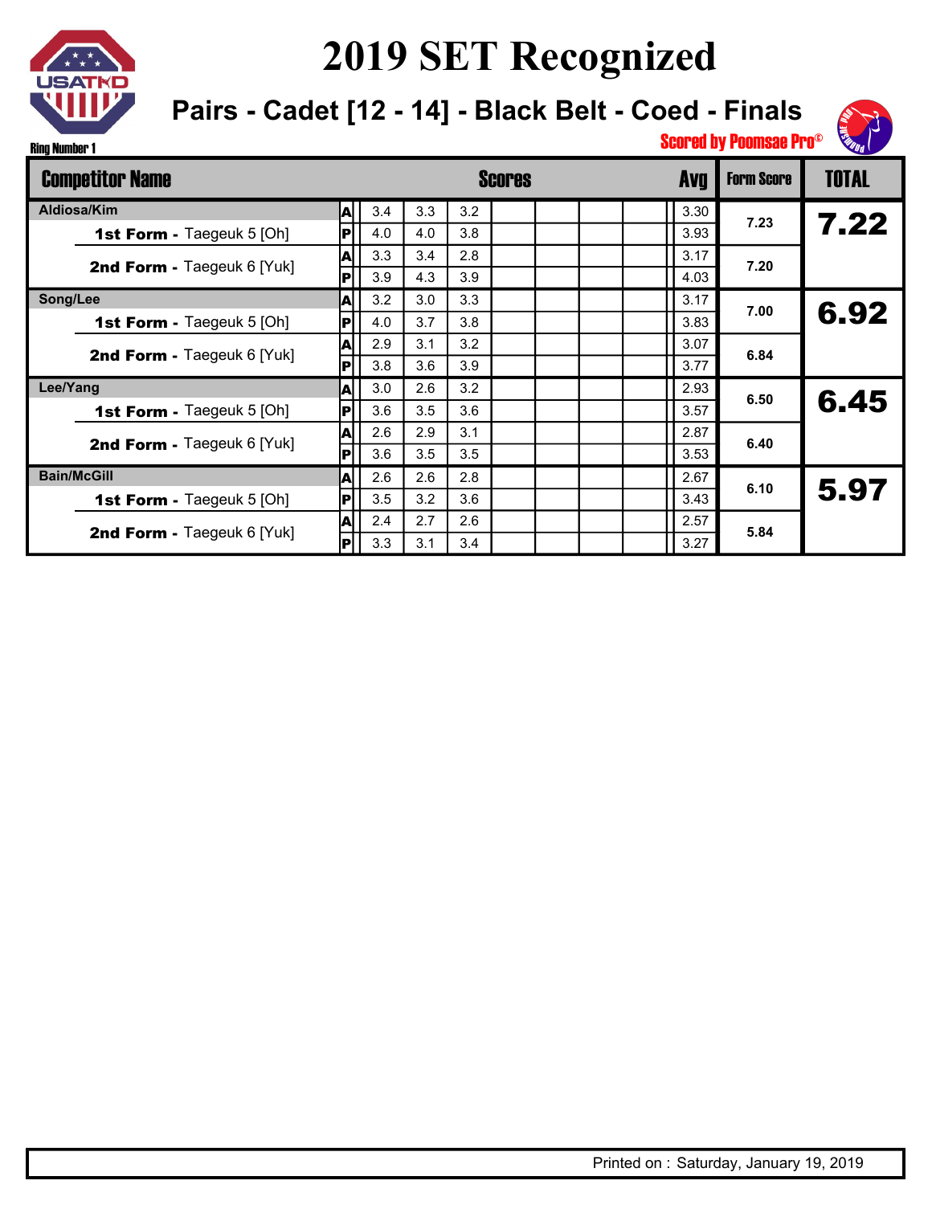# 2019 SET Recognized

## Pairs - Cadet [12 - 14] - Black Belt - Coed - Finals

Scored by Poomsae Pro©

Ring Number 1

| Competitor Name | | Scores | | | | | | | Avg | Form Score | TOTAL |
|---|---|---|---|---|---|---|---|---|---|---|---|
| Aldiosa/Kim | A | 3.4 | 3.3 | 3.2 | | | | | 3.30 | 7.23 | 7.22 |
| 1st Form - Taegeuk 5 [Oh] | P | 4.0 | 4.0 | 3.8 | | | | | 3.93 | | |
| 2nd Form - Taegeuk 6 [Yuk] | A | 3.3 | 3.4 | 2.8 | | | | | 3.17 | 7.20 | |
| | P | 3.9 | 4.3 | 3.9 | | | | | 4.03 | | |
| Song/Lee | A | 3.2 | 3.0 | 3.3 | | | | | 3.17 | 7.00 | 6.92 |
| 1st Form - Taegeuk 5 [Oh] | P | 4.0 | 3.7 | 3.8 | | | | | 3.83 | | |
| 2nd Form - Taegeuk 6 [Yuk] | A | 2.9 | 3.1 | 3.2 | | | | | 3.07 | 6.84 | |
| | P | 3.8 | 3.6 | 3.9 | | | | | 3.77 | | |
| Lee/Yang | A | 3.0 | 2.6 | 3.2 | | | | | 2.93 | 6.50 | 6.45 |
| 1st Form - Taegeuk 5 [Oh] | P | 3.6 | 3.5 | 3.6 | | | | | 3.57 | | |
| 2nd Form - Taegeuk 6 [Yuk] | A | 2.6 | 2.9 | 3.1 | | | | | 2.87 | 6.40 | |
| | P | 3.6 | 3.5 | 3.5 | | | | | 3.53 | | |
| Bain/McGill | A | 2.6 | 2.6 | 2.8 | | | | | 2.67 | 6.10 | 5.97 |
| 1st Form - Taegeuk 5 [Oh] | P | 3.5 | 3.2 | 3.6 | | | | | 3.43 | | |
| 2nd Form - Taegeuk 6 [Yuk] | A | 2.4 | 2.7 | 2.6 | | | | | 2.57 | 5.84 | |
| | P | 3.3 | 3.1 | 3.4 | | | | | 3.27 | | |

Printed on : Saturday, January 19, 2019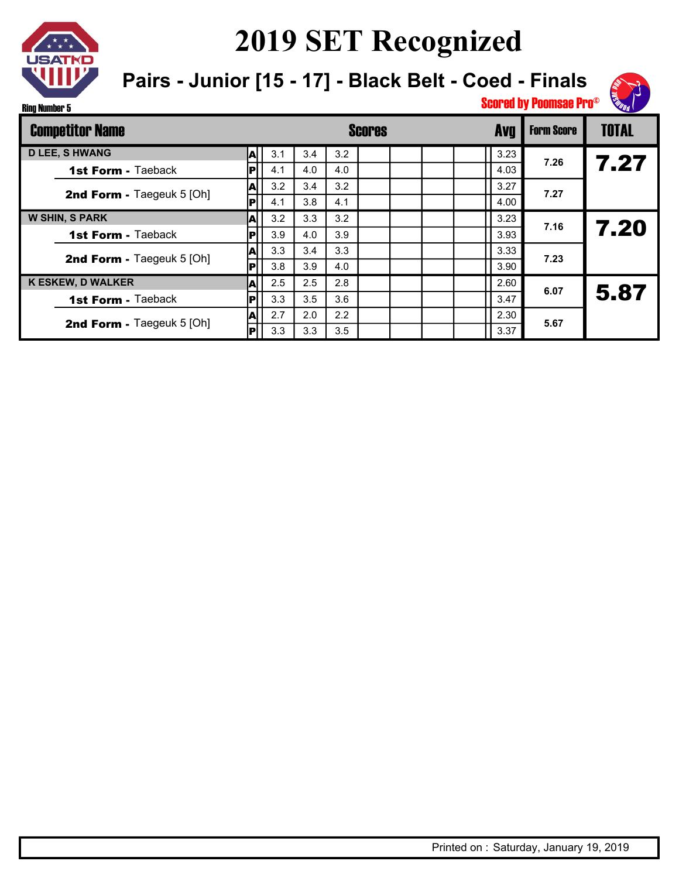# 2019 SET Recognized

## Pairs - Junior [15 - 17] - Black Belt - Coed - Finals

Ring Number 5

Scored by Poomsae Pro©

| Competitor Name | | Scores | | | | | | | Avg | Form Score | TOTAL |
|---|---|---|---|---|---|---|---|---|---|---|---|
| D LEE, S HWANG | A | 3.1 | 3.4 | 3.2 | | | | | 3.23 | 7.26 | 7.27 |
| **1st Form -** Taeback | P | 4.1 | 4.0 | 4.0 | | | | | 4.03 | | |
| **2nd Form -** Taegeuk 5 [Oh] | A | 3.2 | 3.4 | 3.2 | | | | | 3.27 | 7.27 | |
| | P | 4.1 | 3.8 | 4.1 | | | | | 4.00 | | |
| W SHIN, S PARK | A | 3.2 | 3.3 | 3.2 | | | | | 3.23 | 7.16 | 7.20 |
| **1st Form -** Taeback | P | 3.9 | 4.0 | 3.9 | | | | | 3.93 | | |
| **2nd Form -** Taegeuk 5 [Oh] | A | 3.3 | 3.4 | 3.3 | | | | | 3.33 | 7.23 | |
| | P | 3.8 | 3.9 | 4.0 | | | | | 3.90 | | |
| K ESKEW, D WALKER | A | 2.5 | 2.5 | 2.8 | | | | | 2.60 | 6.07 | 5.87 |
| **1st Form -** Taeback | P | 3.3 | 3.5 | 3.6 | | | | | 3.47 | | |
| **2nd Form -** Taegeuk 5 [Oh] | A | 2.7 | 2.0 | 2.2 | | | | | 2.30 | 5.67 | |
| | P | 3.3 | 3.3 | 3.5 | | | | | 3.37 | | |

Printed on : Saturday, January 19, 2019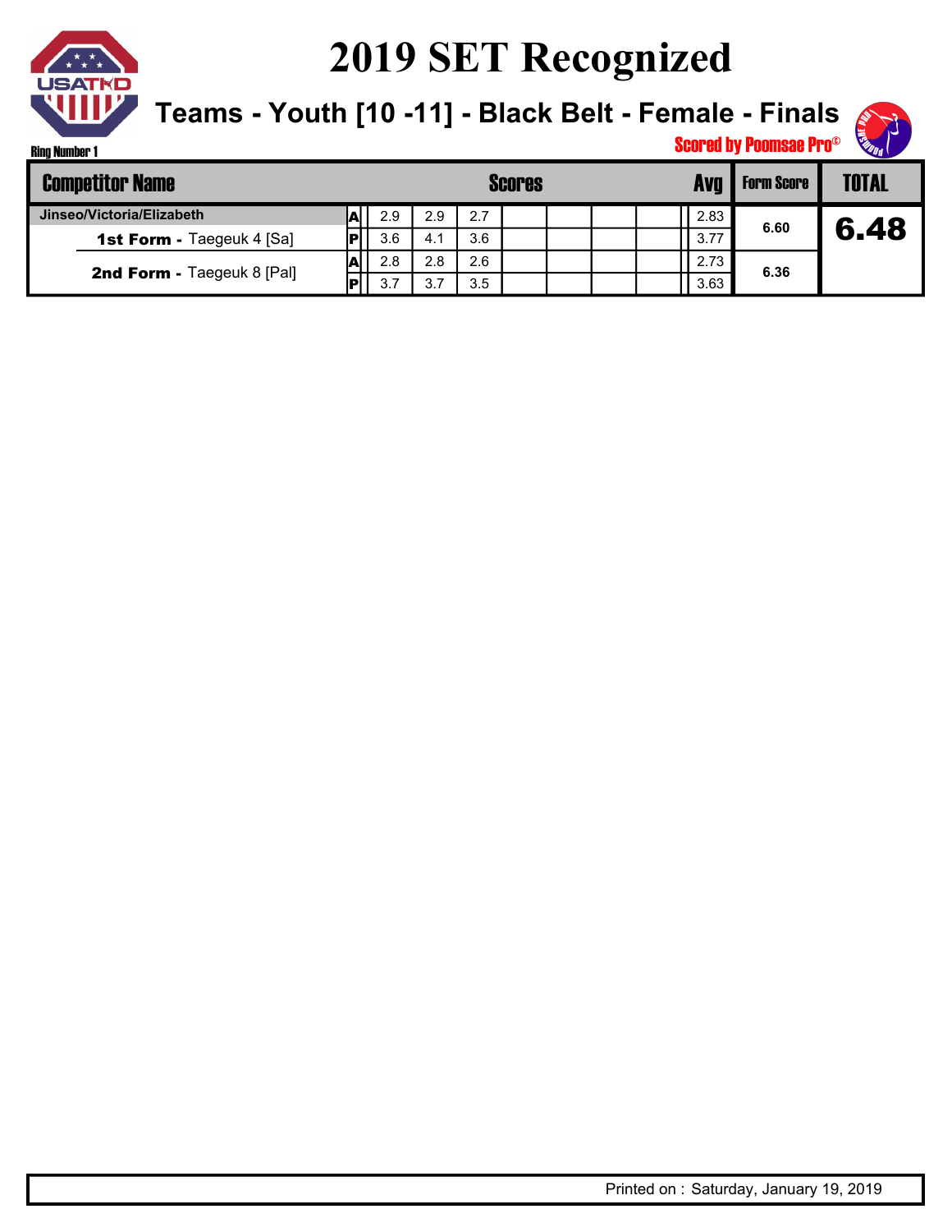# 2019 SET Recognized

## Teams - Youth [10 -11] - Black Belt - Female - Finals

Ring Number 1

Scored by Poomsae Pro©

| Competitor Name | | Scores | | | | | | | Avg | Form Score | TOTAL |
|---|---|---|---|---|---|---|---|---|---|---|---|
| Jinseo/Victoria/Elizabeth | A | 2.9 | 2.9 | 2.7 | | | | | 2.83 | 6.60 | 6.48 |
| **1st Form -** Taegeuk 4 [Sa] | P | 3.6 | 4.1 | 3.6 | | | | | 3.77 | | |
| **2nd Form -** Taegeuk 8 [Pal] | A | 2.8 | 2.8 | 2.6 | | | | | 2.73 | 6.36 | |
| | P | 3.7 | 3.7 | 3.5 | | | | | 3.63 | | |

Printed on : Saturday, January 19, 2019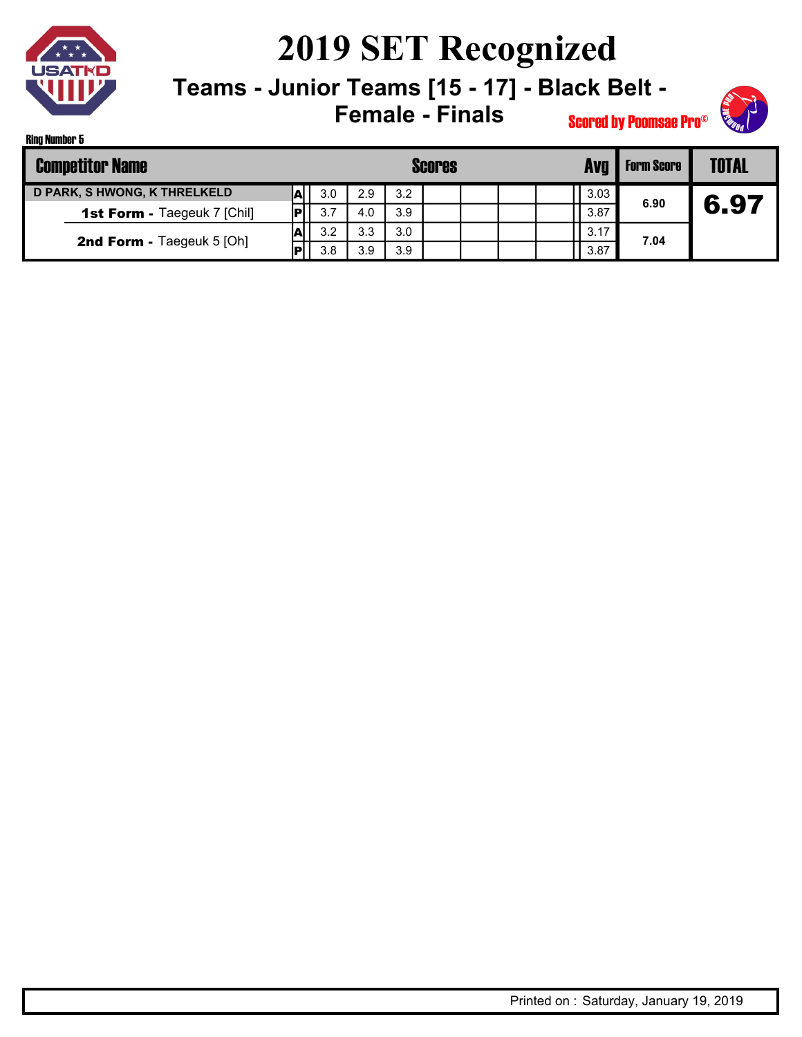# 2019 SET Recognized

## Teams - Junior Teams [15 - 17] - Black Belt - Female - Finals

Scored by Poomsae Pro©

Ring Number 5

| Competitor Name | | Scores | | | | | | | Avg | Form Score | TOTAL |
|---|---|---|---|---|---|---|---|---|---|---|---|
| D PARK, S HWONG, K THRELKELD | A | 3.0 | 2.9 | 3.2 | | | | | 3.03 | 6.90 | 6.97 |
| **1st Form -** Taegeuk 7 [Chil] | P | 3.7 | 4.0 | 3.9 | | | | | 3.87 | | |
| **2nd Form -** Taegeuk 5 [Oh] | A | 3.2 | 3.3 | 3.0 | | | | | 3.17 | 7.04 | |
| | P | 3.8 | 3.9 | 3.9 | | | | | 3.87 | | |

Printed on : Saturday, January 19, 2019